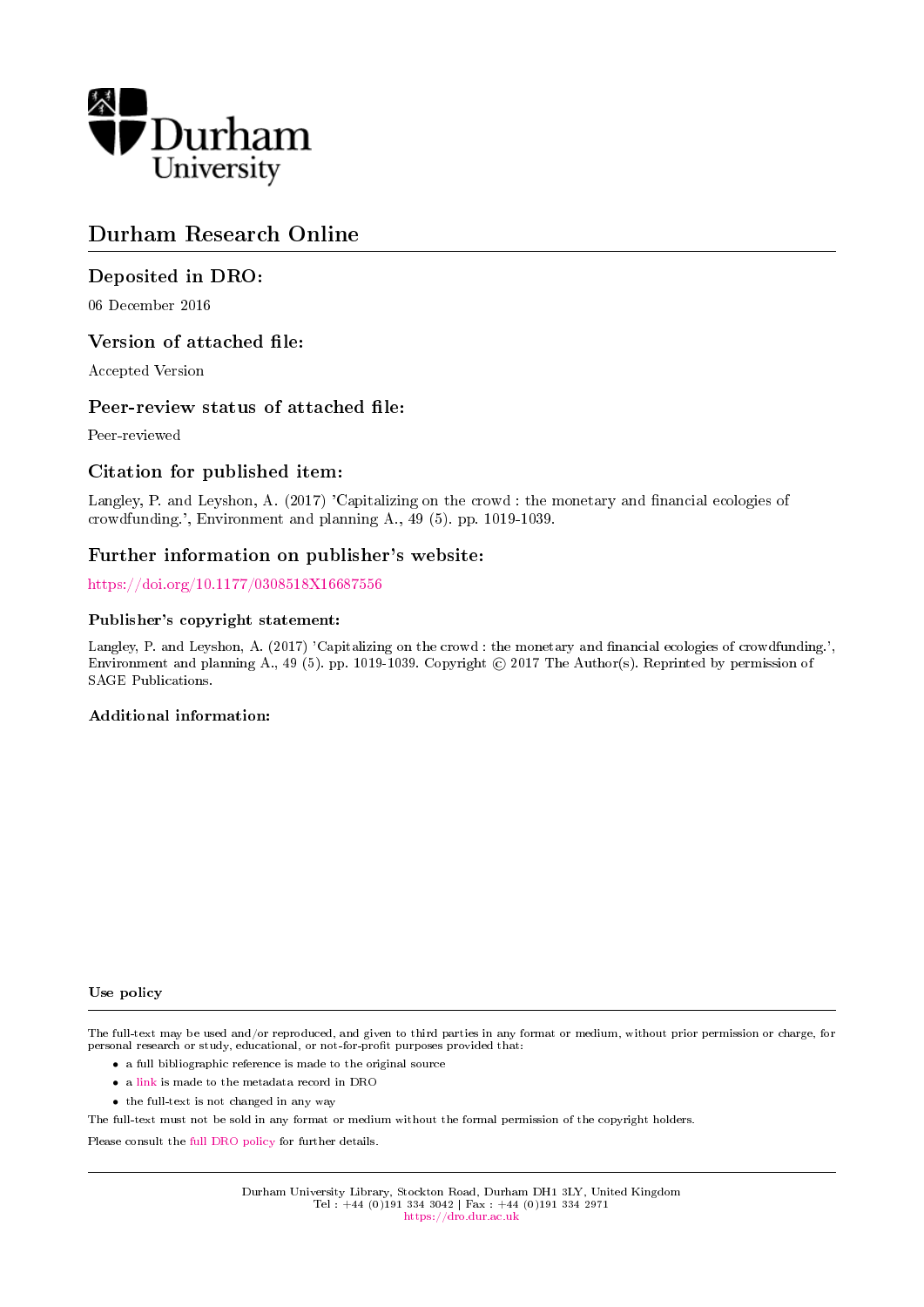Durham University

# Durham Research Online

## Deposited in DRO:

06 December 2016

## Version of attached file:

Accepted Version

## Peer-review status of attached file:

Peer-reviewed

## Citation for published item:

Langley, P. and Leyshon, A. (2017) 'Capitalizing on the crowd : the monetary and financial ecologies of crowdfunding.', Environment and planning A., 49 (5). pp. 1019-1039.

## Further information on publisher's website:

https://doi.org/10.1177/0308518X16687556

### Publisher's copyright statement:

Langley, P. and Leyshon, A. (2017) 'Capitalizing on the crowd : the monetary and financial ecologies of crowdfunding.', Environment and planning A., 49 (5). pp. 1019-1039. Copyright © 2017 The Author(s). Reprinted by permission of SAGE Publications.

### Additional information:

### Use policy

The full-text may be used and/or reproduced, and given to third parties in any format or medium, without prior permission or charge, for personal research or study, educational, or not-for-profit purposes provided that:

- a full bibliographic reference is made to the original source
- a link is made to the metadata record in DRO
- the full-text is not changed in any way

The full-text must not be sold in any format or medium without the formal permission of the copyright holders.

Please consult the full DRO policy for further details.

Durham University Library, Stockton Road, Durham DH1 3LY, United Kingdom
Tel : +44 (0)191 334 3042 | Fax : +44 (0)191 334 2971
https://dro.dur.ac.uk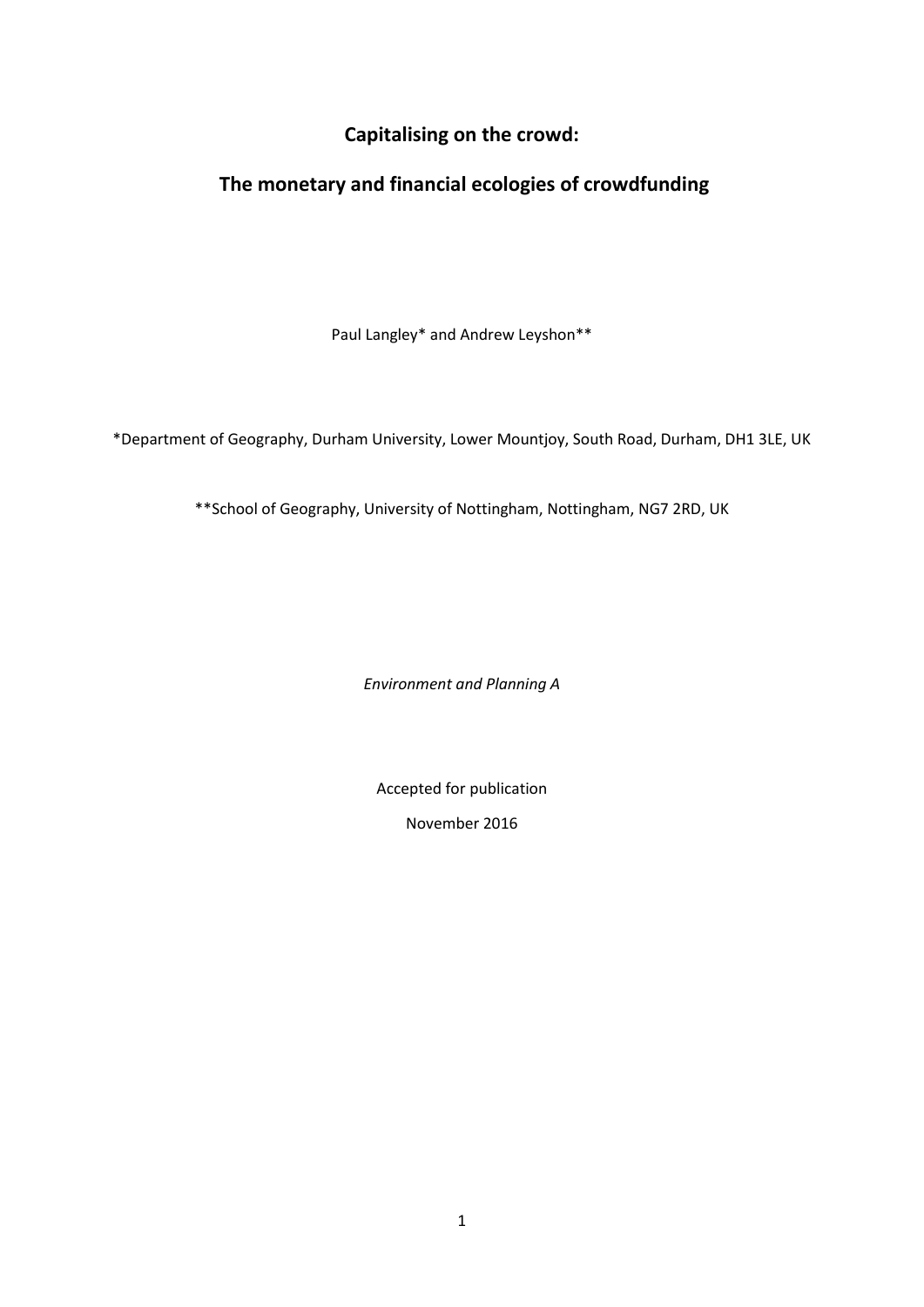# Capitalising on the crowd:

# The monetary and financial ecologies of crowdfunding

Paul Langley* and Andrew Leyshon**

*Department of Geography, Durham University, Lower Mountjoy, South Road, Durham, DH1 3LE, UK

**School of Geography, University of Nottingham, Nottingham, NG7 2RD, UK

*Environment and Planning A*

Accepted for publication

November 2016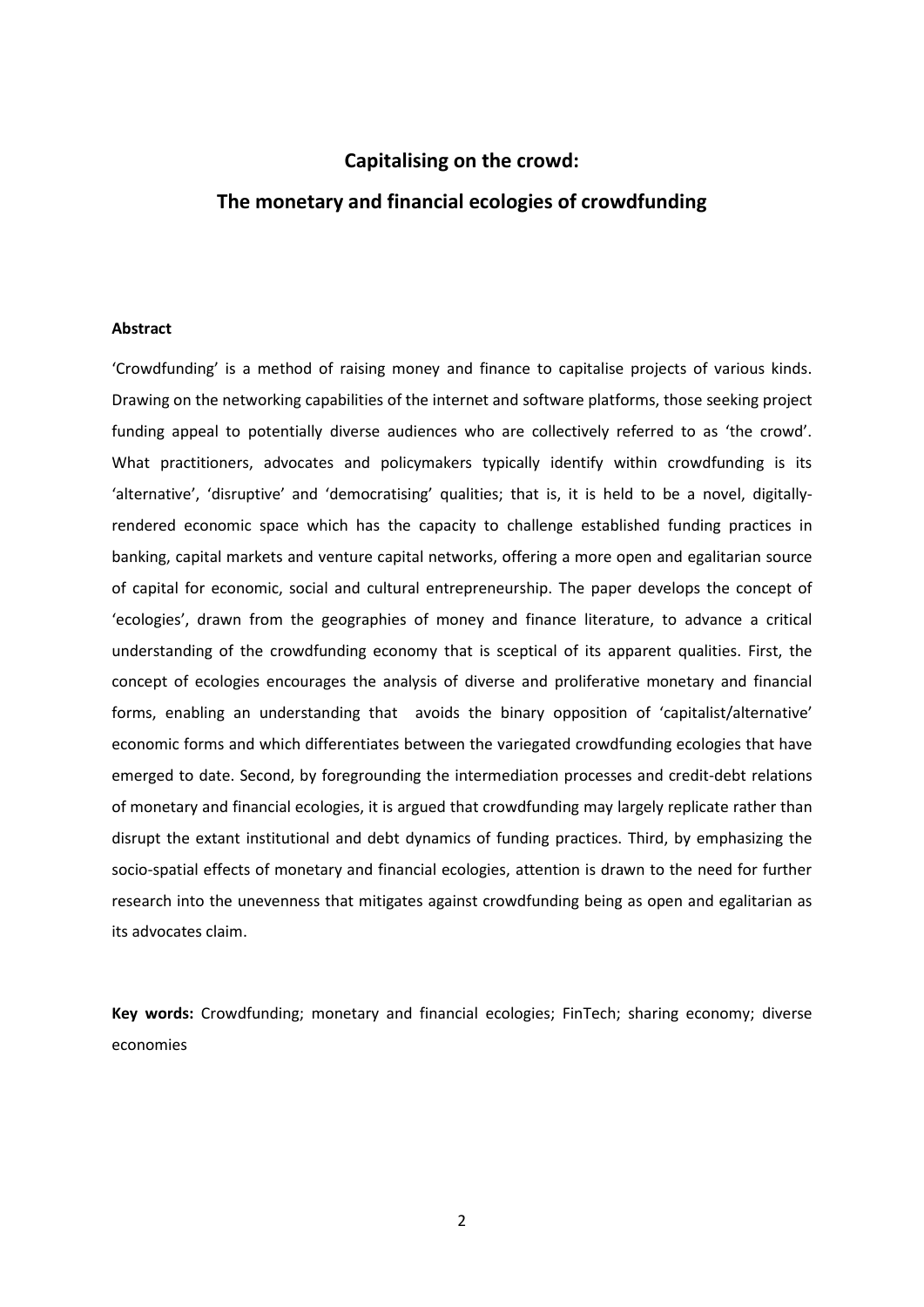# Capitalising on the crowd:

# The monetary and financial ecologies of crowdfunding

**Abstract**

'Crowdfunding' is a method of raising money and finance to capitalise projects of various kinds. Drawing on the networking capabilities of the internet and software platforms, those seeking project funding appeal to potentially diverse audiences who are collectively referred to as 'the crowd'. What practitioners, advocates and policymakers typically identify within crowdfunding is its 'alternative', 'disruptive' and 'democratising' qualities; that is, it is held to be a novel, digitally-rendered economic space which has the capacity to challenge established funding practices in banking, capital markets and venture capital networks, offering a more open and egalitarian source of capital for economic, social and cultural entrepreneurship. The paper develops the concept of 'ecologies', drawn from the geographies of money and finance literature, to advance a critical understanding of the crowdfunding economy that is sceptical of its apparent qualities. First, the concept of ecologies encourages the analysis of diverse and proliferative monetary and financial forms, enabling an understanding that avoids the binary opposition of 'capitalist/alternative' economic forms and which differentiates between the variegated crowdfunding ecologies that have emerged to date. Second, by foregrounding the intermediation processes and credit-debt relations of monetary and financial ecologies, it is argued that crowdfunding may largely replicate rather than disrupt the extant institutional and debt dynamics of funding practices. Third, by emphasizing the socio-spatial effects of monetary and financial ecologies, attention is drawn to the need for further research into the unevenness that mitigates against crowdfunding being as open and egalitarian as its advocates claim.

**Key words:** Crowdfunding; monetary and financial ecologies; FinTech; sharing economy; diverse economies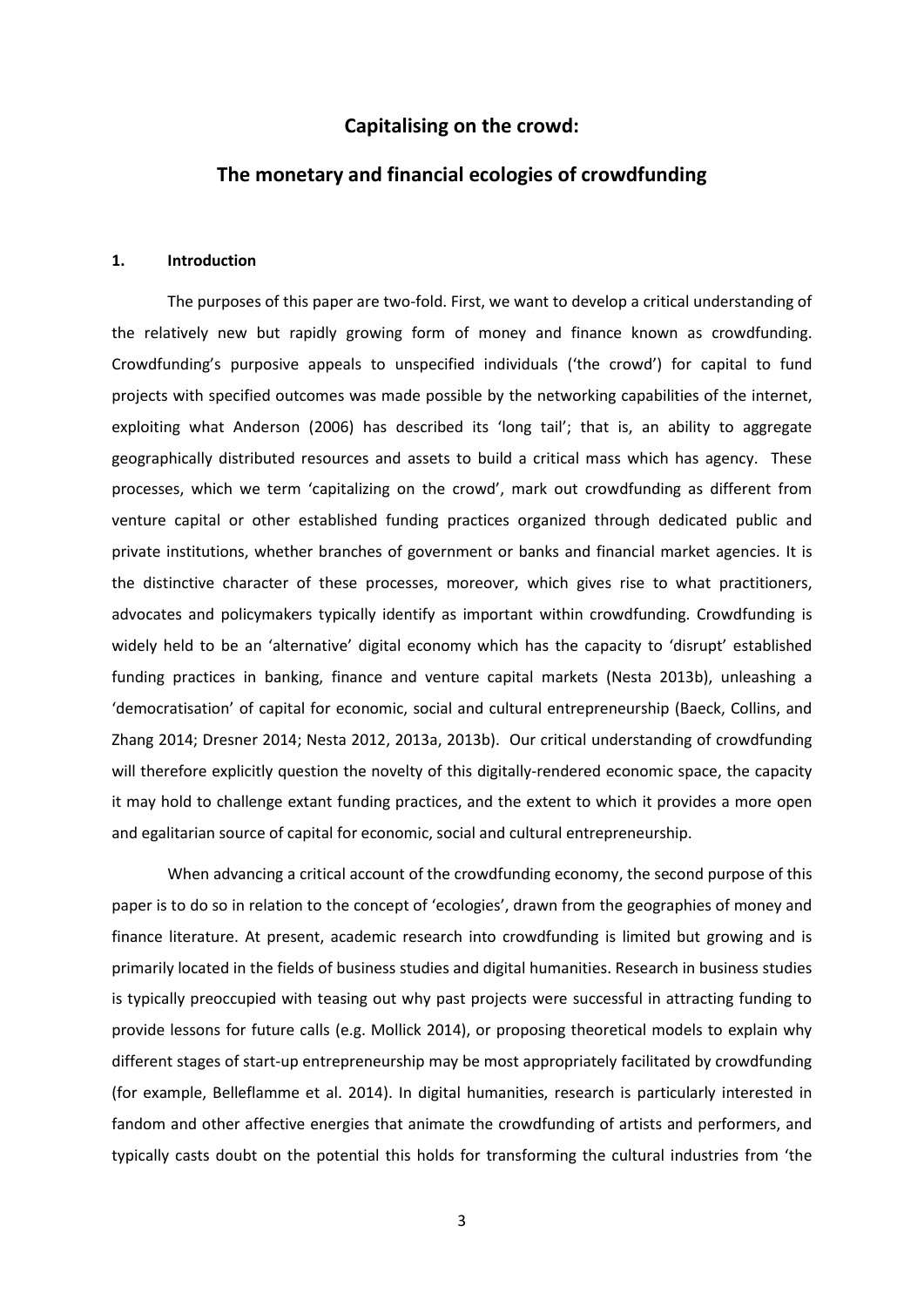# Capitalising on the crowd:

## The monetary and financial ecologies of crowdfunding

### 1. Introduction

The purposes of this paper are two-fold. First, we want to develop a critical understanding of the relatively new but rapidly growing form of money and finance known as crowdfunding. Crowdfunding's purposive appeals to unspecified individuals ('the crowd') for capital to fund projects with specified outcomes was made possible by the networking capabilities of the internet, exploiting what Anderson (2006) has described its 'long tail'; that is, an ability to aggregate geographically distributed resources and assets to build a critical mass which has agency. These processes, which we term 'capitalizing on the crowd', mark out crowdfunding as different from venture capital or other established funding practices organized through dedicated public and private institutions, whether branches of government or banks and financial market agencies. It is the distinctive character of these processes, moreover, which gives rise to what practitioners, advocates and policymakers typically identify as important within crowdfunding. Crowdfunding is widely held to be an 'alternative' digital economy which has the capacity to 'disrupt' established funding practices in banking, finance and venture capital markets (Nesta 2013b), unleashing a 'democratisation' of capital for economic, social and cultural entrepreneurship (Baeck, Collins, and Zhang 2014; Dresner 2014; Nesta 2012, 2013a, 2013b). Our critical understanding of crowdfunding will therefore explicitly question the novelty of this digitally-rendered economic space, the capacity it may hold to challenge extant funding practices, and the extent to which it provides a more open and egalitarian source of capital for economic, social and cultural entrepreneurship.

When advancing a critical account of the crowdfunding economy, the second purpose of this paper is to do so in relation to the concept of 'ecologies', drawn from the geographies of money and finance literature. At present, academic research into crowdfunding is limited but growing and is primarily located in the fields of business studies and digital humanities. Research in business studies is typically preoccupied with teasing out why past projects were successful in attracting funding to provide lessons for future calls (e.g. Mollick 2014), or proposing theoretical models to explain why different stages of start-up entrepreneurship may be most appropriately facilitated by crowdfunding (for example, Belleflamme et al. 2014). In digital humanities, research is particularly interested in fandom and other affective energies that animate the crowdfunding of artists and performers, and typically casts doubt on the potential this holds for transforming the cultural industries from 'the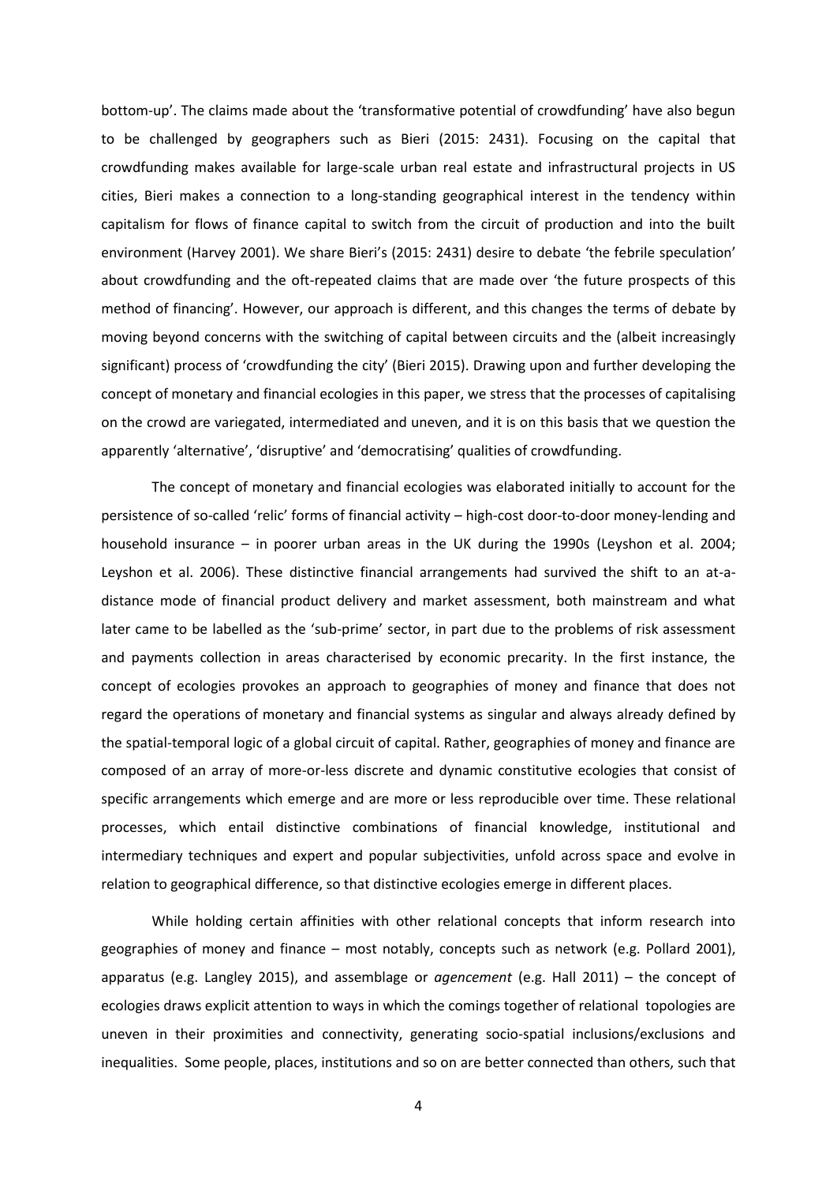bottom-up'. The claims made about the 'transformative potential of crowdfunding' have also begun to be challenged by geographers such as Bieri (2015: 2431). Focusing on the capital that crowdfunding makes available for large-scale urban real estate and infrastructural projects in US cities, Bieri makes a connection to a long-standing geographical interest in the tendency within capitalism for flows of finance capital to switch from the circuit of production and into the built environment (Harvey 2001). We share Bieri's (2015: 2431) desire to debate 'the febrile speculation' about crowdfunding and the oft-repeated claims that are made over 'the future prospects of this method of financing'. However, our approach is different, and this changes the terms of debate by moving beyond concerns with the switching of capital between circuits and the (albeit increasingly significant) process of 'crowdfunding the city' (Bieri 2015). Drawing upon and further developing the concept of monetary and financial ecologies in this paper, we stress that the processes of capitalising on the crowd are variegated, intermediated and uneven, and it is on this basis that we question the apparently 'alternative', 'disruptive' and 'democratising' qualities of crowdfunding.

The concept of monetary and financial ecologies was elaborated initially to account for the persistence of so-called 'relic' forms of financial activity – high-cost door-to-door money-lending and household insurance – in poorer urban areas in the UK during the 1990s (Leyshon et al. 2004; Leyshon et al. 2006). These distinctive financial arrangements had survived the shift to an at-a-distance mode of financial product delivery and market assessment, both mainstream and what later came to be labelled as the 'sub-prime' sector, in part due to the problems of risk assessment and payments collection in areas characterised by economic precarity. In the first instance, the concept of ecologies provokes an approach to geographies of money and finance that does not regard the operations of monetary and financial systems as singular and always already defined by the spatial-temporal logic of a global circuit of capital. Rather, geographies of money and finance are composed of an array of more-or-less discrete and dynamic constitutive ecologies that consist of specific arrangements which emerge and are more or less reproducible over time. These relational processes, which entail distinctive combinations of financial knowledge, institutional and intermediary techniques and expert and popular subjectivities, unfold across space and evolve in relation to geographical difference, so that distinctive ecologies emerge in different places.

While holding certain affinities with other relational concepts that inform research into geographies of money and finance – most notably, concepts such as network (e.g. Pollard 2001), apparatus (e.g. Langley 2015), and assemblage or *agencement* (e.g. Hall 2011) – the concept of ecologies draws explicit attention to ways in which the comings together of relational topologies are uneven in their proximities and connectivity, generating socio-spatial inclusions/exclusions and inequalities. Some people, places, institutions and so on are better connected than others, such that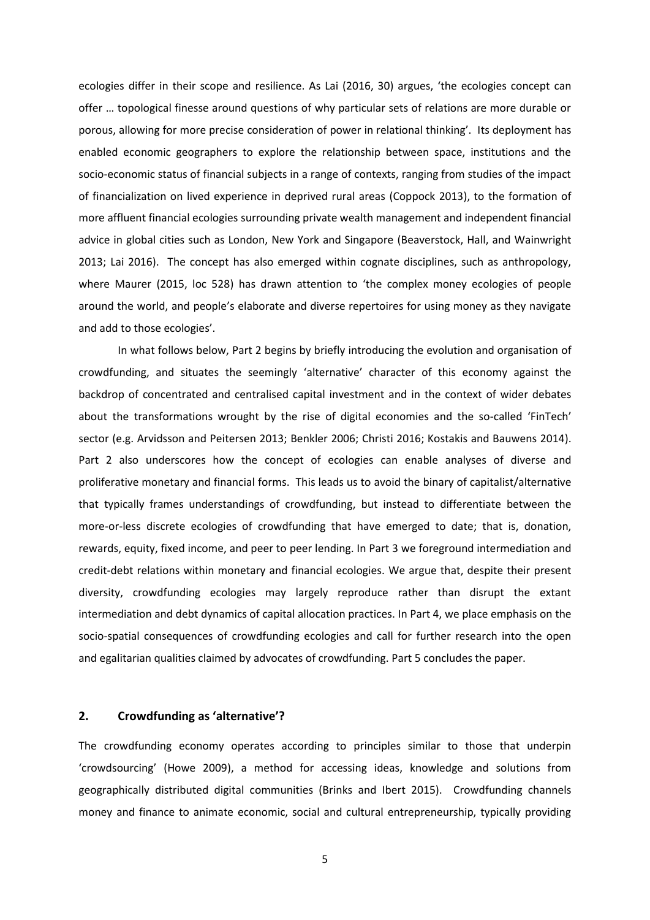ecologies differ in their scope and resilience. As Lai (2016, 30) argues, 'the ecologies concept can offer … topological finesse around questions of why particular sets of relations are more durable or porous, allowing for more precise consideration of power in relational thinking'. Its deployment has enabled economic geographers to explore the relationship between space, institutions and the socio-economic status of financial subjects in a range of contexts, ranging from studies of the impact of financialization on lived experience in deprived rural areas (Coppock 2013), to the formation of more affluent financial ecologies surrounding private wealth management and independent financial advice in global cities such as London, New York and Singapore (Beaverstock, Hall, and Wainwright 2013; Lai 2016). The concept has also emerged within cognate disciplines, such as anthropology, where Maurer (2015, loc 528) has drawn attention to 'the complex money ecologies of people around the world, and people's elaborate and diverse repertoires for using money as they navigate and add to those ecologies'.

In what follows below, Part 2 begins by briefly introducing the evolution and organisation of crowdfunding, and situates the seemingly 'alternative' character of this economy against the backdrop of concentrated and centralised capital investment and in the context of wider debates about the transformations wrought by the rise of digital economies and the so-called 'FinTech' sector (e.g. Arvidsson and Peitersen 2013; Benkler 2006; Christi 2016; Kostakis and Bauwens 2014). Part 2 also underscores how the concept of ecologies can enable analyses of diverse and proliferative monetary and financial forms. This leads us to avoid the binary of capitalist/alternative that typically frames understandings of crowdfunding, but instead to differentiate between the more-or-less discrete ecologies of crowdfunding that have emerged to date; that is, donation, rewards, equity, fixed income, and peer to peer lending. In Part 3 we foreground intermediation and credit-debt relations within monetary and financial ecologies. We argue that, despite their present diversity, crowdfunding ecologies may largely reproduce rather than disrupt the extant intermediation and debt dynamics of capital allocation practices. In Part 4, we place emphasis on the socio-spatial consequences of crowdfunding ecologies and call for further research into the open and egalitarian qualities claimed by advocates of crowdfunding. Part 5 concludes the paper.

## 2. Crowdfunding as 'alternative'?

The crowdfunding economy operates according to principles similar to those that underpin 'crowdsourcing' (Howe 2009), a method for accessing ideas, knowledge and solutions from geographically distributed digital communities (Brinks and Ibert 2015). Crowdfunding channels money and finance to animate economic, social and cultural entrepreneurship, typically providing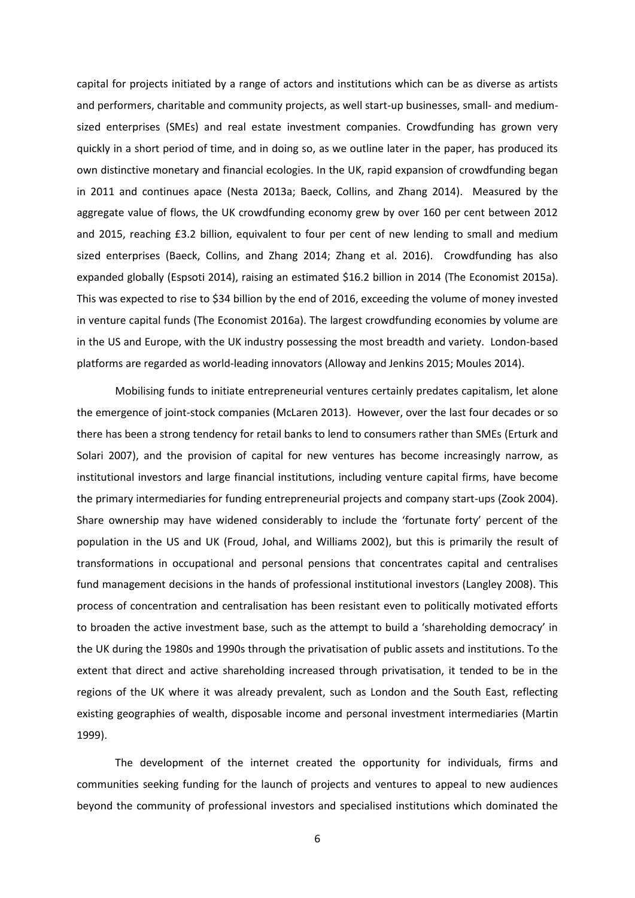capital for projects initiated by a range of actors and institutions which can be as diverse as artists and performers, charitable and community projects, as well start-up businesses, small- and medium-sized enterprises (SMEs) and real estate investment companies. Crowdfunding has grown very quickly in a short period of time, and in doing so, as we outline later in the paper, has produced its own distinctive monetary and financial ecologies. In the UK, rapid expansion of crowdfunding began in 2011 and continues apace (Nesta 2013a; Baeck, Collins, and Zhang 2014). Measured by the aggregate value of flows, the UK crowdfunding economy grew by over 160 per cent between 2012 and 2015, reaching £3.2 billion, equivalent to four per cent of new lending to small and medium sized enterprises (Baeck, Collins, and Zhang 2014; Zhang et al. 2016). Crowdfunding has also expanded globally (Espsoti 2014), raising an estimated $16.2 billion in 2014 (The Economist 2015a). This was expected to rise to $34 billion by the end of 2016, exceeding the volume of money invested in venture capital funds (The Economist 2016a). The largest crowdfunding economies by volume are in the US and Europe, with the UK industry possessing the most breadth and variety. London-based platforms are regarded as world-leading innovators (Alloway and Jenkins 2015; Moules 2014).

Mobilising funds to initiate entrepreneurial ventures certainly predates capitalism, let alone the emergence of joint-stock companies (McLaren 2013). However, over the last four decades or so there has been a strong tendency for retail banks to lend to consumers rather than SMEs (Erturk and Solari 2007), and the provision of capital for new ventures has become increasingly narrow, as institutional investors and large financial institutions, including venture capital firms, have become the primary intermediaries for funding entrepreneurial projects and company start-ups (Zook 2004). Share ownership may have widened considerably to include the 'fortunate forty' percent of the population in the US and UK (Froud, Johal, and Williams 2002), but this is primarily the result of transformations in occupational and personal pensions that concentrates capital and centralises fund management decisions in the hands of professional institutional investors (Langley 2008). This process of concentration and centralisation has been resistant even to politically motivated efforts to broaden the active investment base, such as the attempt to build a 'shareholding democracy' in the UK during the 1980s and 1990s through the privatisation of public assets and institutions. To the extent that direct and active shareholding increased through privatisation, it tended to be in the regions of the UK where it was already prevalent, such as London and the South East, reflecting existing geographies of wealth, disposable income and personal investment intermediaries (Martin 1999).

The development of the internet created the opportunity for individuals, firms and communities seeking funding for the launch of projects and ventures to appeal to new audiences beyond the community of professional investors and specialised institutions which dominated the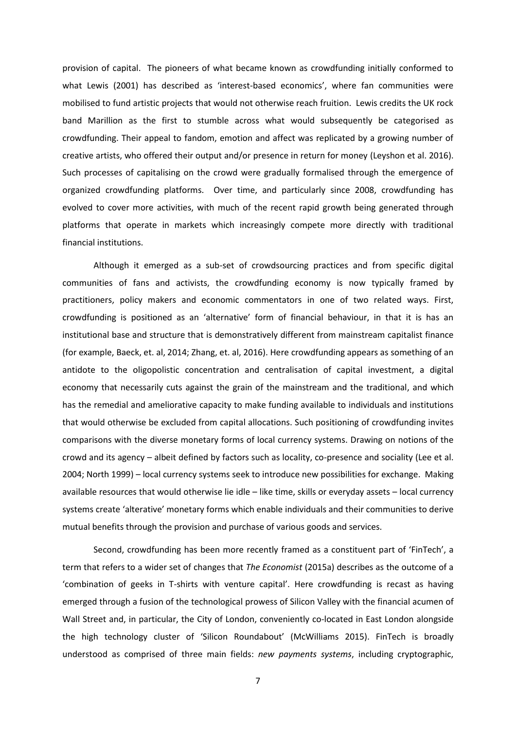provision of capital. The pioneers of what became known as crowdfunding initially conformed to what Lewis (2001) has described as 'interest-based economics', where fan communities were mobilised to fund artistic projects that would not otherwise reach fruition. Lewis credits the UK rock band Marillion as the first to stumble across what would subsequently be categorised as crowdfunding. Their appeal to fandom, emotion and affect was replicated by a growing number of creative artists, who offered their output and/or presence in return for money (Leyshon et al. 2016). Such processes of capitalising on the crowd were gradually formalised through the emergence of organized crowdfunding platforms. Over time, and particularly since 2008, crowdfunding has evolved to cover more activities, with much of the recent rapid growth being generated through platforms that operate in markets which increasingly compete more directly with traditional financial institutions.

Although it emerged as a sub-set of crowdsourcing practices and from specific digital communities of fans and activists, the crowdfunding economy is now typically framed by practitioners, policy makers and economic commentators in one of two related ways. First, crowdfunding is positioned as an 'alternative' form of financial behaviour, in that it is has an institutional base and structure that is demonstratively different from mainstream capitalist finance (for example, Baeck, et. al, 2014; Zhang, et. al, 2016). Here crowdfunding appears as something of an antidote to the oligopolistic concentration and centralisation of capital investment, a digital economy that necessarily cuts against the grain of the mainstream and the traditional, and which has the remedial and ameliorative capacity to make funding available to individuals and institutions that would otherwise be excluded from capital allocations. Such positioning of crowdfunding invites comparisons with the diverse monetary forms of local currency systems. Drawing on notions of the crowd and its agency – albeit defined by factors such as locality, co-presence and sociality (Lee et al. 2004; North 1999) – local currency systems seek to introduce new possibilities for exchange. Making available resources that would otherwise lie idle – like time, skills or everyday assets – local currency systems create 'alterative' monetary forms which enable individuals and their communities to derive mutual benefits through the provision and purchase of various goods and services.

Second, crowdfunding has been more recently framed as a constituent part of 'FinTech', a term that refers to a wider set of changes that *The Economist* (2015a) describes as the outcome of a 'combination of geeks in T-shirts with venture capital'. Here crowdfunding is recast as having emerged through a fusion of the technological prowess of Silicon Valley with the financial acumen of Wall Street and, in particular, the City of London, conveniently co-located in East London alongside the high technology cluster of 'Silicon Roundabout' (McWilliams 2015). FinTech is broadly understood as comprised of three main fields: *new payments systems*, including cryptographic,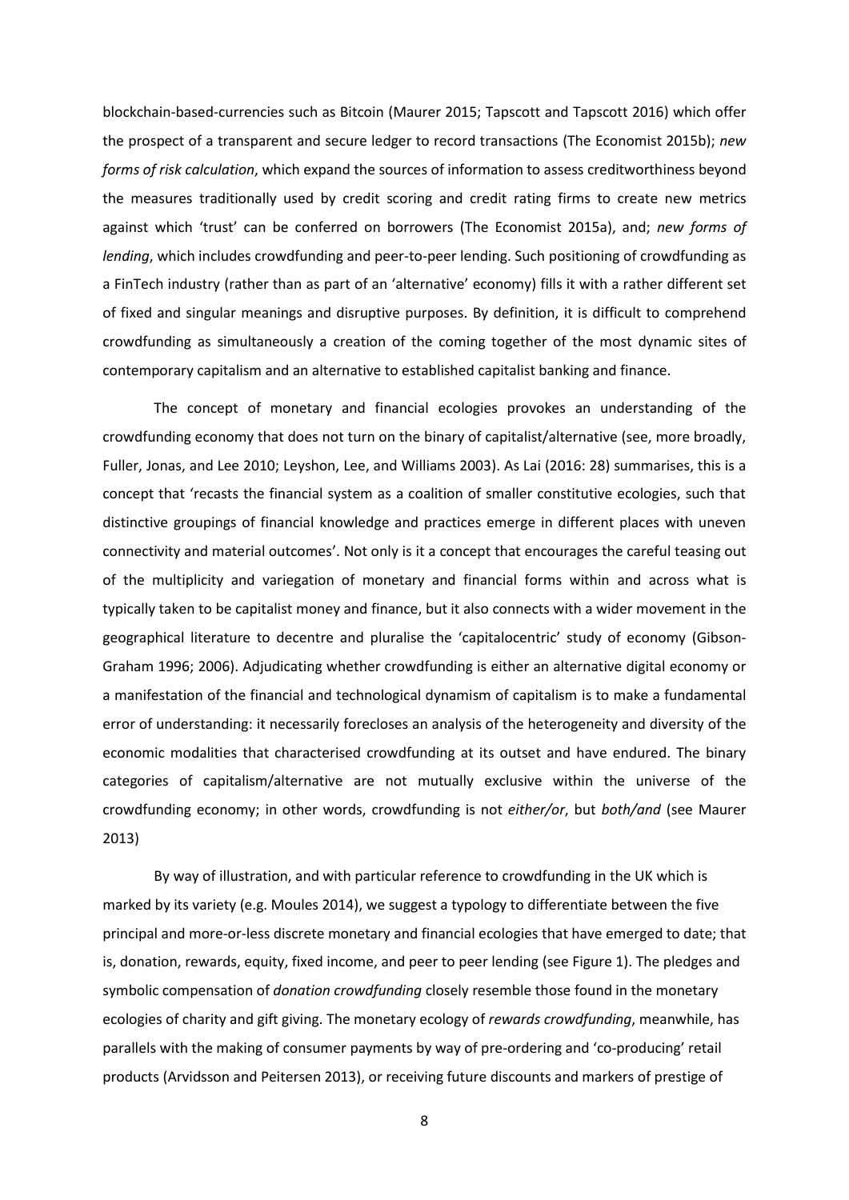blockchain-based-currencies such as Bitcoin (Maurer 2015; Tapscott and Tapscott 2016) which offer the prospect of a transparent and secure ledger to record transactions (The Economist 2015b); *new forms of risk calculation*, which expand the sources of information to assess creditworthiness beyond the measures traditionally used by credit scoring and credit rating firms to create new metrics against which 'trust' can be conferred on borrowers (The Economist 2015a), and; *new forms of lending*, which includes crowdfunding and peer-to-peer lending. Such positioning of crowdfunding as a FinTech industry (rather than as part of an 'alternative' economy) fills it with a rather different set of fixed and singular meanings and disruptive purposes. By definition, it is difficult to comprehend crowdfunding as simultaneously a creation of the coming together of the most dynamic sites of contemporary capitalism and an alternative to established capitalist banking and finance.

The concept of monetary and financial ecologies provokes an understanding of the crowdfunding economy that does not turn on the binary of capitalist/alternative (see, more broadly, Fuller, Jonas, and Lee 2010; Leyshon, Lee, and Williams 2003). As Lai (2016: 28) summarises, this is a concept that 'recasts the financial system as a coalition of smaller constitutive ecologies, such that distinctive groupings of financial knowledge and practices emerge in different places with uneven connectivity and material outcomes'. Not only is it a concept that encourages the careful teasing out of the multiplicity and variegation of monetary and financial forms within and across what is typically taken to be capitalist money and finance, but it also connects with a wider movement in the geographical literature to decentre and pluralise the 'capitalocentric' study of economy (Gibson-Graham 1996; 2006). Adjudicating whether crowdfunding is either an alternative digital economy or a manifestation of the financial and technological dynamism of capitalism is to make a fundamental error of understanding: it necessarily forecloses an analysis of the heterogeneity and diversity of the economic modalities that characterised crowdfunding at its outset and have endured. The binary categories of capitalism/alternative are not mutually exclusive within the universe of the crowdfunding economy; in other words, crowdfunding is not *either/or*, but *both/and* (see Maurer 2013)

By way of illustration, and with particular reference to crowdfunding in the UK which is marked by its variety (e.g. Moules 2014), we suggest a typology to differentiate between the five principal and more-or-less discrete monetary and financial ecologies that have emerged to date; that is, donation, rewards, equity, fixed income, and peer to peer lending (see Figure 1). The pledges and symbolic compensation of *donation crowdfunding* closely resemble those found in the monetary ecologies of charity and gift giving. The monetary ecology of *rewards crowdfunding*, meanwhile, has parallels with the making of consumer payments by way of pre-ordering and 'co-producing' retail products (Arvidsson and Peitersen 2013), or receiving future discounts and markers of prestige of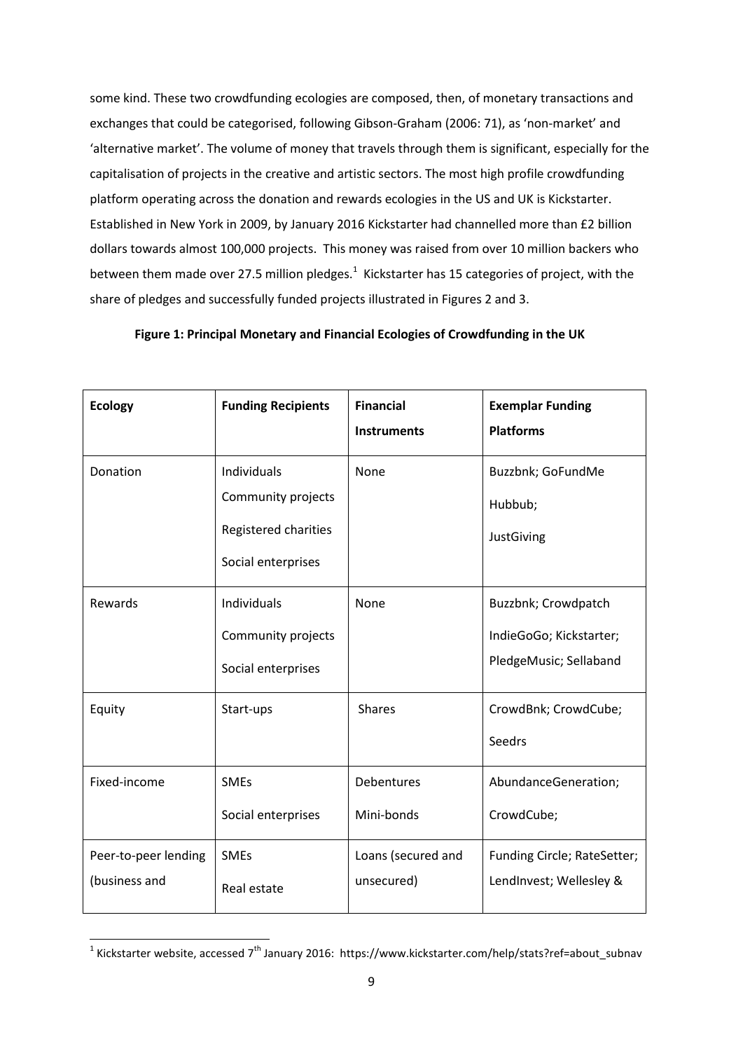some kind. These two crowdfunding ecologies are composed, then, of monetary transactions and exchanges that could be categorised, following Gibson-Graham (2006: 71), as 'non-market' and 'alternative market'. The volume of money that travels through them is significant, especially for the capitalisation of projects in the creative and artistic sectors. The most high profile crowdfunding platform operating across the donation and rewards ecologies in the US and UK is Kickstarter. Established in New York in 2009, by January 2016 Kickstarter had channelled more than £2 billion dollars towards almost 100,000 projects. This money was raised from over 10 million backers who between them made over 27.5 million pledges.[1] Kickstarter has 15 categories of project, with the share of pledges and successfully funded projects illustrated in Figures 2 and 3.

**Figure 1: Principal Monetary and Financial Ecologies of Crowdfunding in the UK**

| **Ecology** | **Funding Recipients** | **Financial Instruments** | **Exemplar Funding Platforms** |
|---|---|---|---|
| Donation | Individuals<br>Community projects<br>Registered charities<br>Social enterprises | None | Buzzbnk; GoFundMe<br>Hubbub;<br>JustGiving |
| Rewards | Individuals<br>Community projects<br>Social enterprises | None | Buzzbnk; Crowdpatch<br>IndieGoGo; Kickstarter;<br>PledgeMusic; Sellaband |
| Equity | Start-ups | Shares | CrowdBnk; CrowdCube;<br>Seedrs |
| Fixed-income | SMEs<br>Social enterprises | Debentures<br>Mini-bonds | AbundanceGeneration;<br>CrowdCube; |
| Peer-to-peer lending (business and | SMEs<br>Real estate | Loans (secured and unsecured) | Funding Circle; RateSetter;<br>LendInvest; Wellesley & |

[1] Kickstarter website, accessed 7th January 2016: https://www.kickstarter.com/help/stats?ref=about_subnav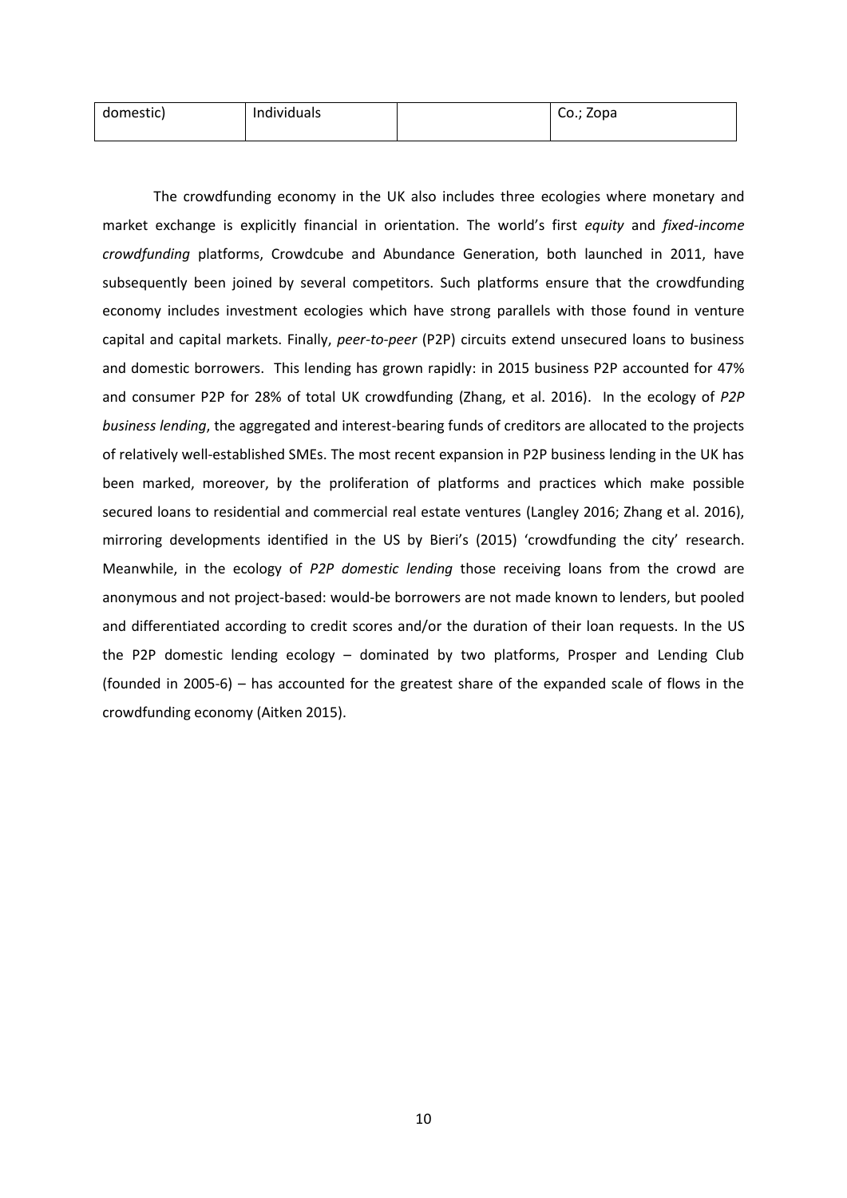| domestic) | Individuals | | Co.; Zopa |
|---|---|---|---|

The crowdfunding economy in the UK also includes three ecologies where monetary and market exchange is explicitly financial in orientation. The world's first *equity* and *fixed-income crowdfunding* platforms, Crowdcube and Abundance Generation, both launched in 2011, have subsequently been joined by several competitors. Such platforms ensure that the crowdfunding economy includes investment ecologies which have strong parallels with those found in venture capital and capital markets. Finally, *peer-to-peer* (P2P) circuits extend unsecured loans to business and domestic borrowers. This lending has grown rapidly: in 2015 business P2P accounted for 47% and consumer P2P for 28% of total UK crowdfunding (Zhang, et al. 2016). In the ecology of *P2P business lending*, the aggregated and interest-bearing funds of creditors are allocated to the projects of relatively well-established SMEs. The most recent expansion in P2P business lending in the UK has been marked, moreover, by the proliferation of platforms and practices which make possible secured loans to residential and commercial real estate ventures (Langley 2016; Zhang et al. 2016), mirroring developments identified in the US by Bieri's (2015) 'crowdfunding the city' research. Meanwhile, in the ecology of *P2P domestic lending* those receiving loans from the crowd are anonymous and not project-based: would-be borrowers are not made known to lenders, but pooled and differentiated according to credit scores and/or the duration of their loan requests. In the US the P2P domestic lending ecology – dominated by two platforms, Prosper and Lending Club (founded in 2005-6) – has accounted for the greatest share of the expanded scale of flows in the crowdfunding economy (Aitken 2015).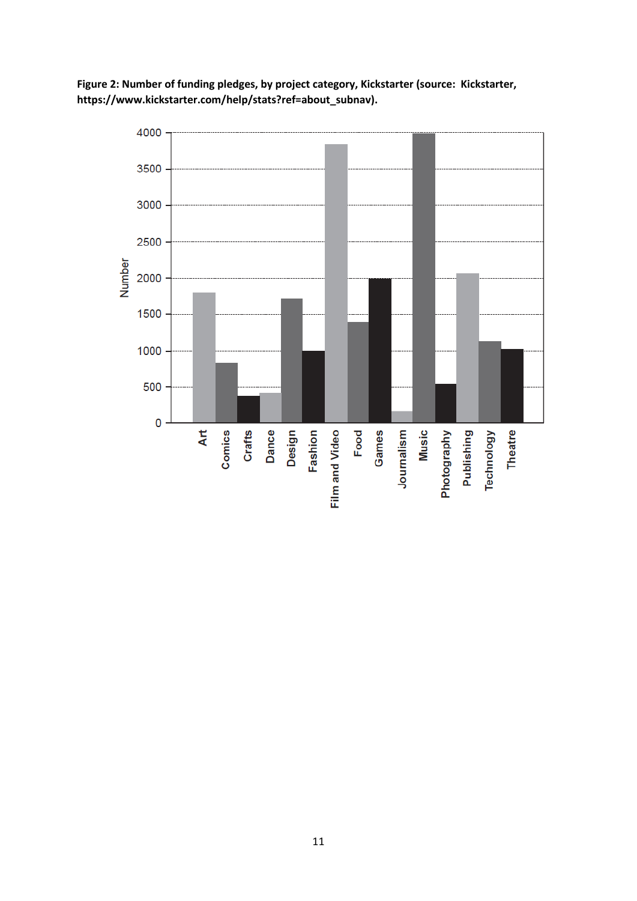**Figure 2: Number of funding pledges, by project category, Kickstarter (source: Kickstarter, https://www.kickstarter.com/help/stats?ref=about_subnav).**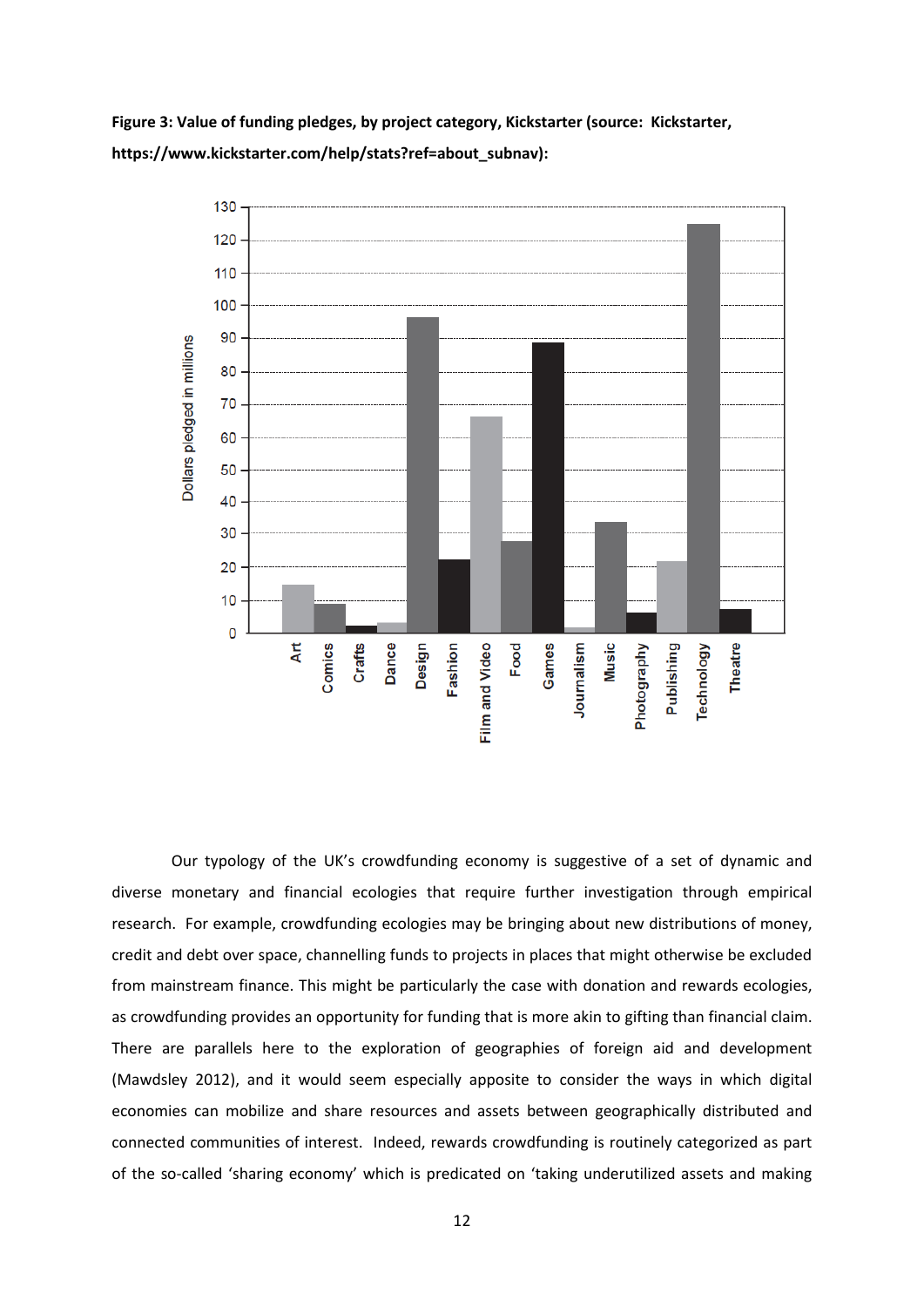**Figure 3: Value of funding pledges, by project category, Kickstarter (source: Kickstarter, https://www.kickstarter.com/help/stats?ref=about_subnav):**

Our typology of the UK's crowdfunding economy is suggestive of a set of dynamic and diverse monetary and financial ecologies that require further investigation through empirical research. For example, crowdfunding ecologies may be bringing about new distributions of money, credit and debt over space, channelling funds to projects in places that might otherwise be excluded from mainstream finance. This might be particularly the case with donation and rewards ecologies, as crowdfunding provides an opportunity for funding that is more akin to gifting than financial claim. There are parallels here to the exploration of geographies of foreign aid and development (Mawdsley 2012), and it would seem especially apposite to consider the ways in which digital economies can mobilize and share resources and assets between geographically distributed and connected communities of interest. Indeed, rewards crowdfunding is routinely categorized as part of the so-called 'sharing economy' which is predicated on 'taking underutilized assets and making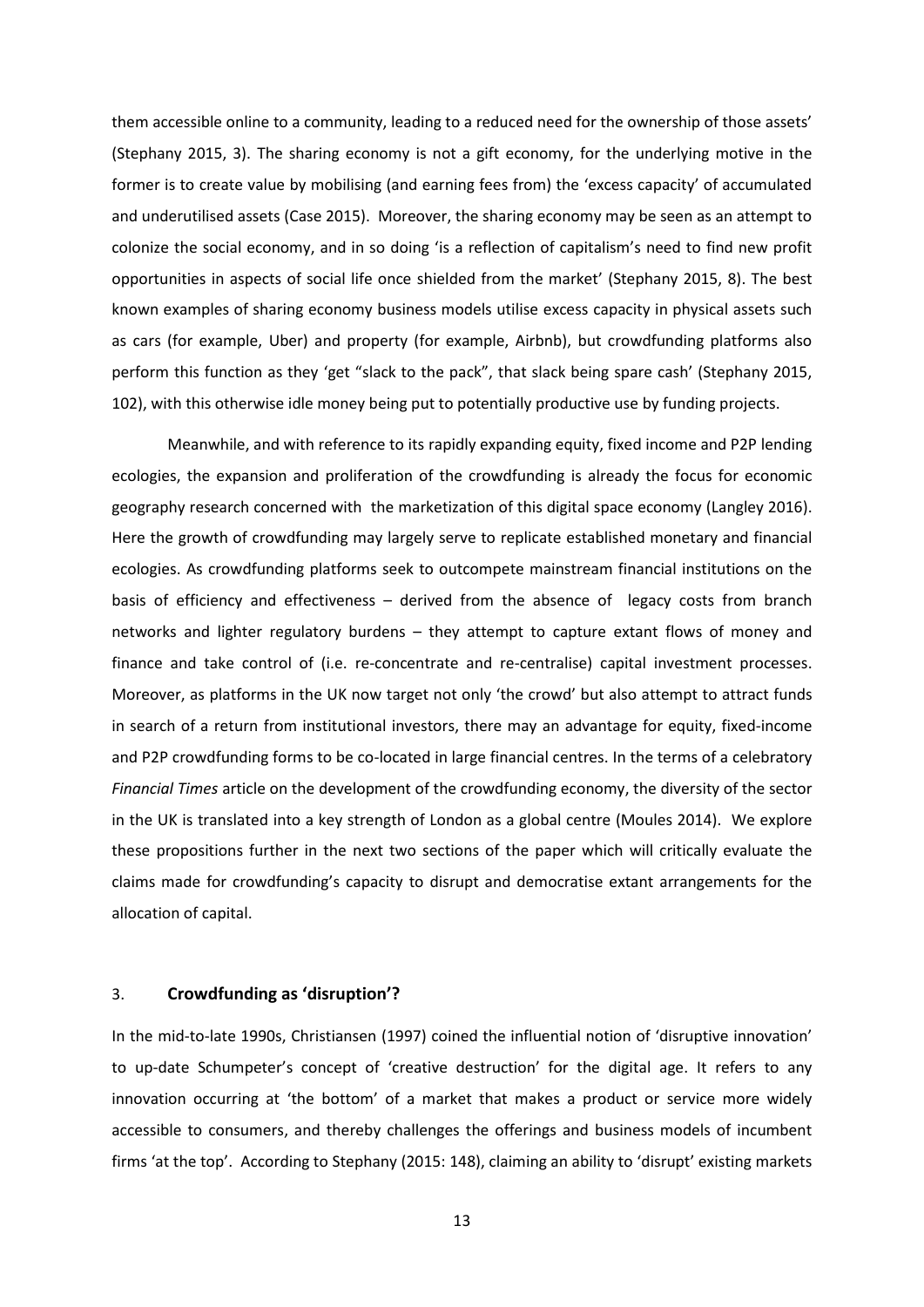them accessible online to a community, leading to a reduced need for the ownership of those assets' (Stephany 2015, 3). The sharing economy is not a gift economy, for the underlying motive in the former is to create value by mobilising (and earning fees from) the 'excess capacity' of accumulated and underutilised assets (Case 2015). Moreover, the sharing economy may be seen as an attempt to colonize the social economy, and in so doing 'is a reflection of capitalism's need to find new profit opportunities in aspects of social life once shielded from the market' (Stephany 2015, 8). The best known examples of sharing economy business models utilise excess capacity in physical assets such as cars (for example, Uber) and property (for example, Airbnb), but crowdfunding platforms also perform this function as they 'get "slack to the pack", that slack being spare cash' (Stephany 2015, 102), with this otherwise idle money being put to potentially productive use by funding projects.

Meanwhile, and with reference to its rapidly expanding equity, fixed income and P2P lending ecologies, the expansion and proliferation of the crowdfunding is already the focus for economic geography research concerned with the marketization of this digital space economy (Langley 2016). Here the growth of crowdfunding may largely serve to replicate established monetary and financial ecologies. As crowdfunding platforms seek to outcompete mainstream financial institutions on the basis of efficiency and effectiveness – derived from the absence of legacy costs from branch networks and lighter regulatory burdens – they attempt to capture extant flows of money and finance and take control of (i.e. re-concentrate and re-centralise) capital investment processes. Moreover, as platforms in the UK now target not only 'the crowd' but also attempt to attract funds in search of a return from institutional investors, there may an advantage for equity, fixed-income and P2P crowdfunding forms to be co-located in large financial centres. In the terms of a celebratory *Financial Times* article on the development of the crowdfunding economy, the diversity of the sector in the UK is translated into a key strength of London as a global centre (Moules 2014). We explore these propositions further in the next two sections of the paper which will critically evaluate the claims made for crowdfunding's capacity to disrupt and democratise extant arrangements for the allocation of capital.

## 3. **Crowdfunding as 'disruption'?**

In the mid-to-late 1990s, Christiansen (1997) coined the influential notion of 'disruptive innovation' to up-date Schumpeter's concept of 'creative destruction' for the digital age. It refers to any innovation occurring at 'the bottom' of a market that makes a product or service more widely accessible to consumers, and thereby challenges the offerings and business models of incumbent firms 'at the top'. According to Stephany (2015: 148), claiming an ability to 'disrupt' existing markets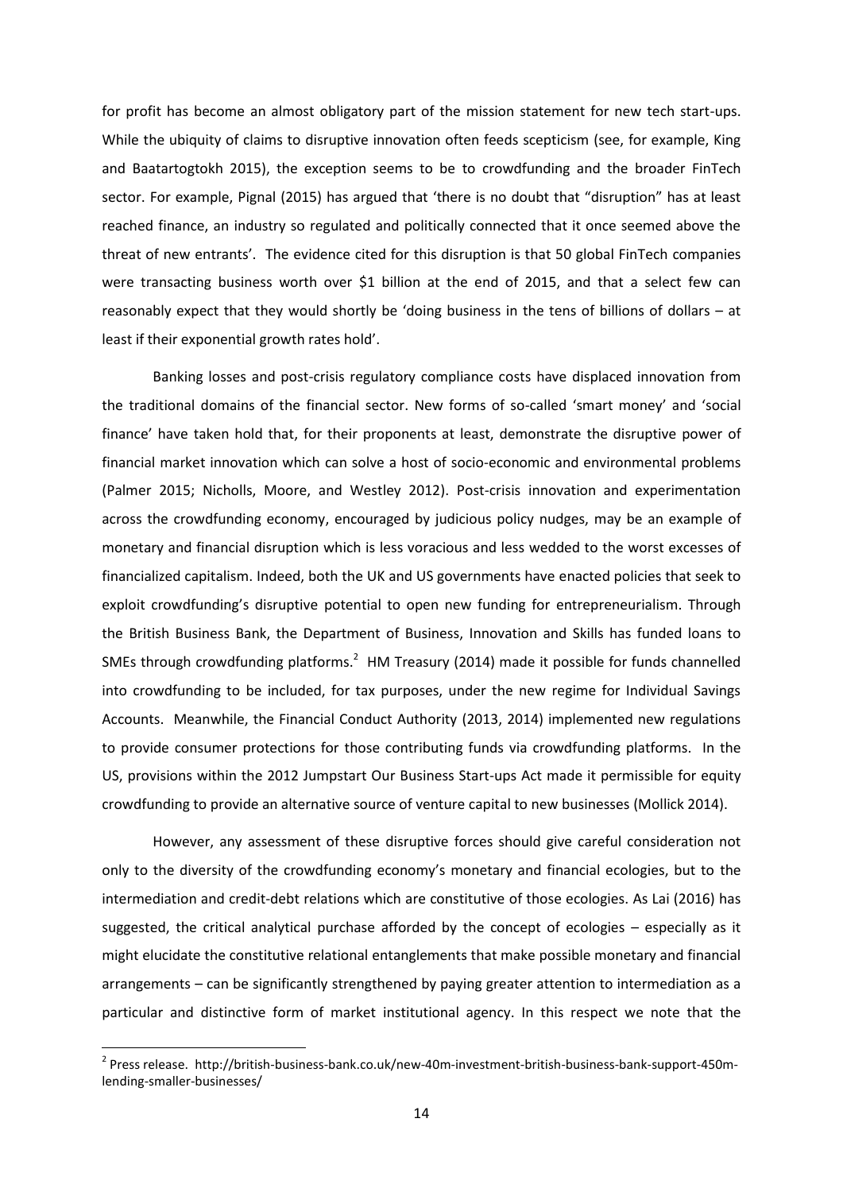for profit has become an almost obligatory part of the mission statement for new tech start-ups. While the ubiquity of claims to disruptive innovation often feeds scepticism (see, for example, King and Baatartogtokh 2015), the exception seems to be to crowdfunding and the broader FinTech sector. For example, Pignal (2015) has argued that 'there is no doubt that "disruption" has at least reached finance, an industry so regulated and politically connected that it once seemed above the threat of new entrants'. The evidence cited for this disruption is that 50 global FinTech companies were transacting business worth over $1 billion at the end of 2015, and that a select few can reasonably expect that they would shortly be 'doing business in the tens of billions of dollars – at least if their exponential growth rates hold'.

Banking losses and post-crisis regulatory compliance costs have displaced innovation from the traditional domains of the financial sector. New forms of so-called 'smart money' and 'social finance' have taken hold that, for their proponents at least, demonstrate the disruptive power of financial market innovation which can solve a host of socio-economic and environmental problems (Palmer 2015; Nicholls, Moore, and Westley 2012). Post-crisis innovation and experimentation across the crowdfunding economy, encouraged by judicious policy nudges, may be an example of monetary and financial disruption which is less voracious and less wedded to the worst excesses of financialized capitalism. Indeed, both the UK and US governments have enacted policies that seek to exploit crowdfunding's disruptive potential to open new funding for entrepreneurialism. Through the British Business Bank, the Department of Business, Innovation and Skills has funded loans to SMEs through crowdfunding platforms.[2] HM Treasury (2014) made it possible for funds channelled into crowdfunding to be included, for tax purposes, under the new regime for Individual Savings Accounts. Meanwhile, the Financial Conduct Authority (2013, 2014) implemented new regulations to provide consumer protections for those contributing funds via crowdfunding platforms. In the US, provisions within the 2012 Jumpstart Our Business Start-ups Act made it permissible for equity crowdfunding to provide an alternative source of venture capital to new businesses (Mollick 2014).

However, any assessment of these disruptive forces should give careful consideration not only to the diversity of the crowdfunding economy's monetary and financial ecologies, but to the intermediation and credit-debt relations which are constitutive of those ecologies. As Lai (2016) has suggested, the critical analytical purchase afforded by the concept of ecologies – especially as it might elucidate the constitutive relational entanglements that make possible monetary and financial arrangements – can be significantly strengthened by paying greater attention to intermediation as a particular and distinctive form of market institutional agency. In this respect we note that the

---

[2] Press release. http://british-business-bank.co.uk/new-40m-investment-british-business-bank-support-450m-lending-smaller-businesses/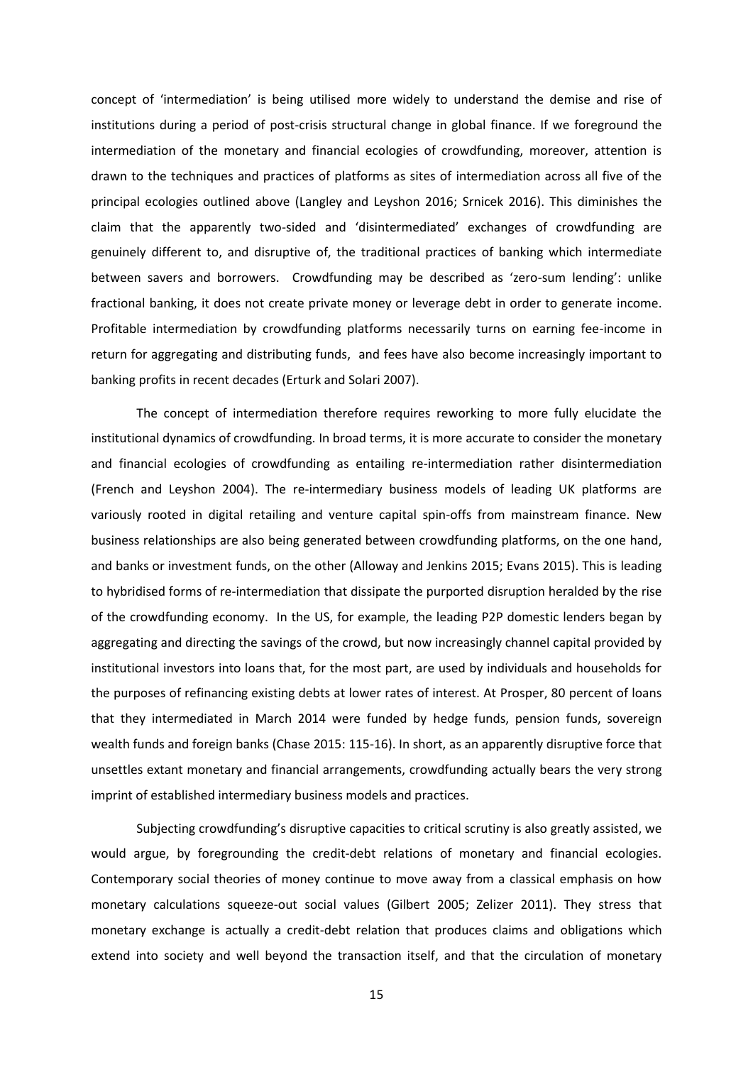concept of 'intermediation' is being utilised more widely to understand the demise and rise of institutions during a period of post-crisis structural change in global finance. If we foreground the intermediation of the monetary and financial ecologies of crowdfunding, moreover, attention is drawn to the techniques and practices of platforms as sites of intermediation across all five of the principal ecologies outlined above (Langley and Leyshon 2016; Srnicek 2016). This diminishes the claim that the apparently two-sided and 'disintermediated' exchanges of crowdfunding are genuinely different to, and disruptive of, the traditional practices of banking which intermediate between savers and borrowers. Crowdfunding may be described as 'zero-sum lending': unlike fractional banking, it does not create private money or leverage debt in order to generate income. Profitable intermediation by crowdfunding platforms necessarily turns on earning fee-income in return for aggregating and distributing funds, and fees have also become increasingly important to banking profits in recent decades (Erturk and Solari 2007).

The concept of intermediation therefore requires reworking to more fully elucidate the institutional dynamics of crowdfunding. In broad terms, it is more accurate to consider the monetary and financial ecologies of crowdfunding as entailing re-intermediation rather disintermediation (French and Leyshon 2004). The re-intermediary business models of leading UK platforms are variously rooted in digital retailing and venture capital spin-offs from mainstream finance. New business relationships are also being generated between crowdfunding platforms, on the one hand, and banks or investment funds, on the other (Alloway and Jenkins 2015; Evans 2015). This is leading to hybridised forms of re-intermediation that dissipate the purported disruption heralded by the rise of the crowdfunding economy. In the US, for example, the leading P2P domestic lenders began by aggregating and directing the savings of the crowd, but now increasingly channel capital provided by institutional investors into loans that, for the most part, are used by individuals and households for the purposes of refinancing existing debts at lower rates of interest. At Prosper, 80 percent of loans that they intermediated in March 2014 were funded by hedge funds, pension funds, sovereign wealth funds and foreign banks (Chase 2015: 115-16). In short, as an apparently disruptive force that unsettles extant monetary and financial arrangements, crowdfunding actually bears the very strong imprint of established intermediary business models and practices.

Subjecting crowdfunding's disruptive capacities to critical scrutiny is also greatly assisted, we would argue, by foregrounding the credit-debt relations of monetary and financial ecologies. Contemporary social theories of money continue to move away from a classical emphasis on how monetary calculations squeeze-out social values (Gilbert 2005; Zelizer 2011). They stress that monetary exchange is actually a credit-debt relation that produces claims and obligations which extend into society and well beyond the transaction itself, and that the circulation of monetary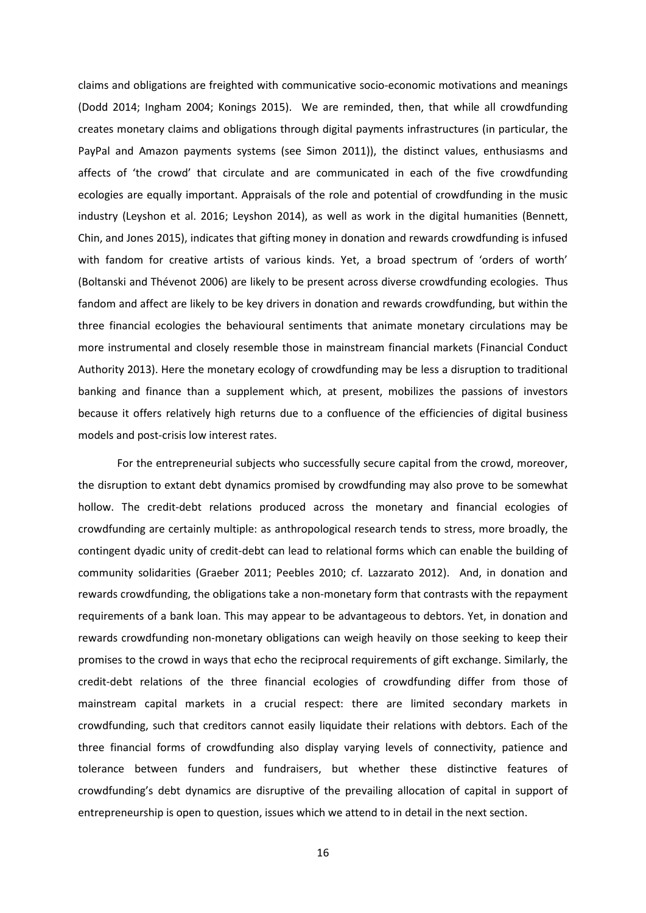claims and obligations are freighted with communicative socio-economic motivations and meanings (Dodd 2014; Ingham 2004; Konings 2015). We are reminded, then, that while all crowdfunding creates monetary claims and obligations through digital payments infrastructures (in particular, the PayPal and Amazon payments systems (see Simon 2011)), the distinct values, enthusiasms and affects of 'the crowd' that circulate and are communicated in each of the five crowdfunding ecologies are equally important. Appraisals of the role and potential of crowdfunding in the music industry (Leyshon et al. 2016; Leyshon 2014), as well as work in the digital humanities (Bennett, Chin, and Jones 2015), indicates that gifting money in donation and rewards crowdfunding is infused with fandom for creative artists of various kinds. Yet, a broad spectrum of 'orders of worth' (Boltanski and Thévenot 2006) are likely to be present across diverse crowdfunding ecologies. Thus fandom and affect are likely to be key drivers in donation and rewards crowdfunding, but within the three financial ecologies the behavioural sentiments that animate monetary circulations may be more instrumental and closely resemble those in mainstream financial markets (Financial Conduct Authority 2013). Here the monetary ecology of crowdfunding may be less a disruption to traditional banking and finance than a supplement which, at present, mobilizes the passions of investors because it offers relatively high returns due to a confluence of the efficiencies of digital business models and post-crisis low interest rates.

For the entrepreneurial subjects who successfully secure capital from the crowd, moreover, the disruption to extant debt dynamics promised by crowdfunding may also prove to be somewhat hollow. The credit-debt relations produced across the monetary and financial ecologies of crowdfunding are certainly multiple: as anthropological research tends to stress, more broadly, the contingent dyadic unity of credit-debt can lead to relational forms which can enable the building of community solidarities (Graeber 2011; Peebles 2010; cf. Lazzarato 2012). And, in donation and rewards crowdfunding, the obligations take a non-monetary form that contrasts with the repayment requirements of a bank loan. This may appear to be advantageous to debtors. Yet, in donation and rewards crowdfunding non-monetary obligations can weigh heavily on those seeking to keep their promises to the crowd in ways that echo the reciprocal requirements of gift exchange. Similarly, the credit-debt relations of the three financial ecologies of crowdfunding differ from those of mainstream capital markets in a crucial respect: there are limited secondary markets in crowdfunding, such that creditors cannot easily liquidate their relations with debtors. Each of the three financial forms of crowdfunding also display varying levels of connectivity, patience and tolerance between funders and fundraisers, but whether these distinctive features of crowdfunding's debt dynamics are disruptive of the prevailing allocation of capital in support of entrepreneurship is open to question, issues which we attend to in detail in the next section.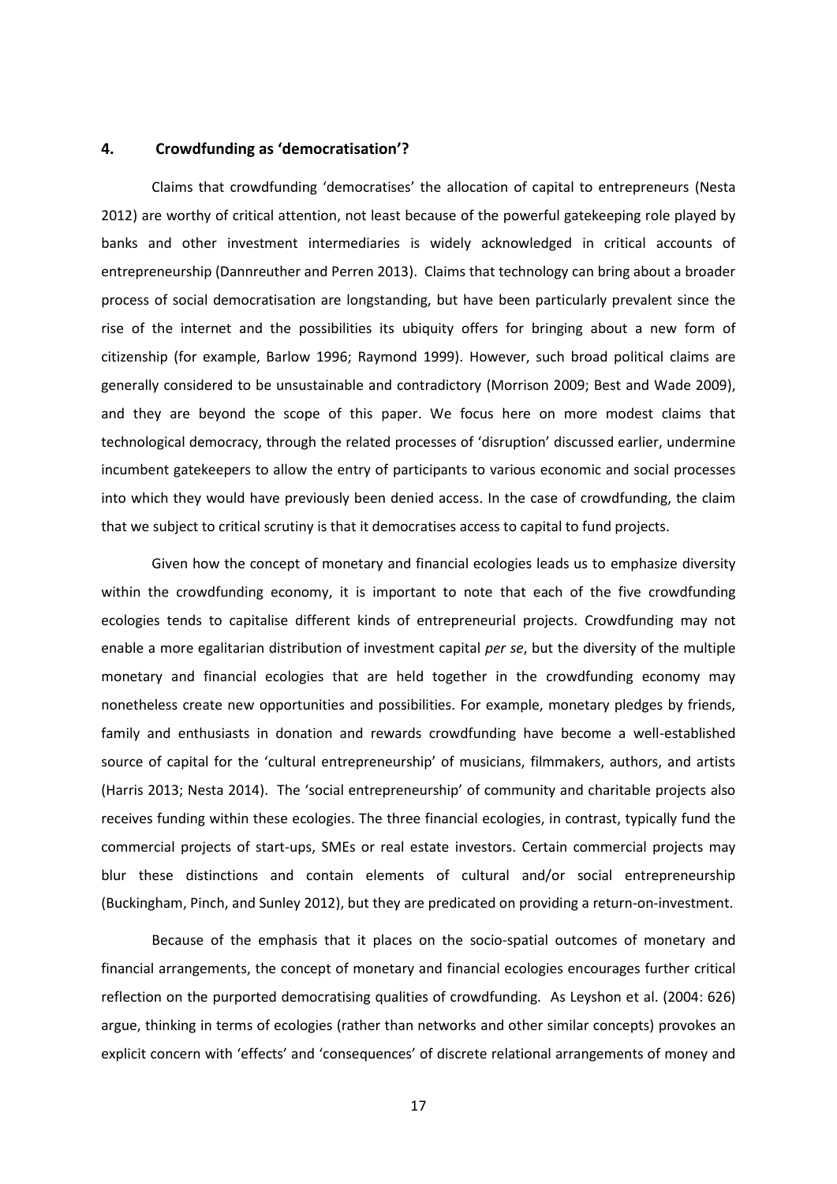## 4. Crowdfunding as 'democratisation'?

Claims that crowdfunding 'democratises' the allocation of capital to entrepreneurs (Nesta 2012) are worthy of critical attention, not least because of the powerful gatekeeping role played by banks and other investment intermediaries is widely acknowledged in critical accounts of entrepreneurship (Dannreuther and Perren 2013). Claims that technology can bring about a broader process of social democratisation are longstanding, but have been particularly prevalent since the rise of the internet and the possibilities its ubiquity offers for bringing about a new form of citizenship (for example, Barlow 1996; Raymond 1999). However, such broad political claims are generally considered to be unsustainable and contradictory (Morrison 2009; Best and Wade 2009), and they are beyond the scope of this paper. We focus here on more modest claims that technological democracy, through the related processes of 'disruption' discussed earlier, undermine incumbent gatekeepers to allow the entry of participants to various economic and social processes into which they would have previously been denied access. In the case of crowdfunding, the claim that we subject to critical scrutiny is that it democratises access to capital to fund projects.

Given how the concept of monetary and financial ecologies leads us to emphasize diversity within the crowdfunding economy, it is important to note that each of the five crowdfunding ecologies tends to capitalise different kinds of entrepreneurial projects. Crowdfunding may not enable a more egalitarian distribution of investment capital *per se*, but the diversity of the multiple monetary and financial ecologies that are held together in the crowdfunding economy may nonetheless create new opportunities and possibilities. For example, monetary pledges by friends, family and enthusiasts in donation and rewards crowdfunding have become a well-established source of capital for the 'cultural entrepreneurship' of musicians, filmmakers, authors, and artists (Harris 2013; Nesta 2014). The 'social entrepreneurship' of community and charitable projects also receives funding within these ecologies. The three financial ecologies, in contrast, typically fund the commercial projects of start-ups, SMEs or real estate investors. Certain commercial projects may blur these distinctions and contain elements of cultural and/or social entrepreneurship (Buckingham, Pinch, and Sunley 2012), but they are predicated on providing a return-on-investment.

Because of the emphasis that it places on the socio-spatial outcomes of monetary and financial arrangements, the concept of monetary and financial ecologies encourages further critical reflection on the purported democratising qualities of crowdfunding. As Leyshon et al. (2004: 626) argue, thinking in terms of ecologies (rather than networks and other similar concepts) provokes an explicit concern with 'effects' and 'consequences' of discrete relational arrangements of money and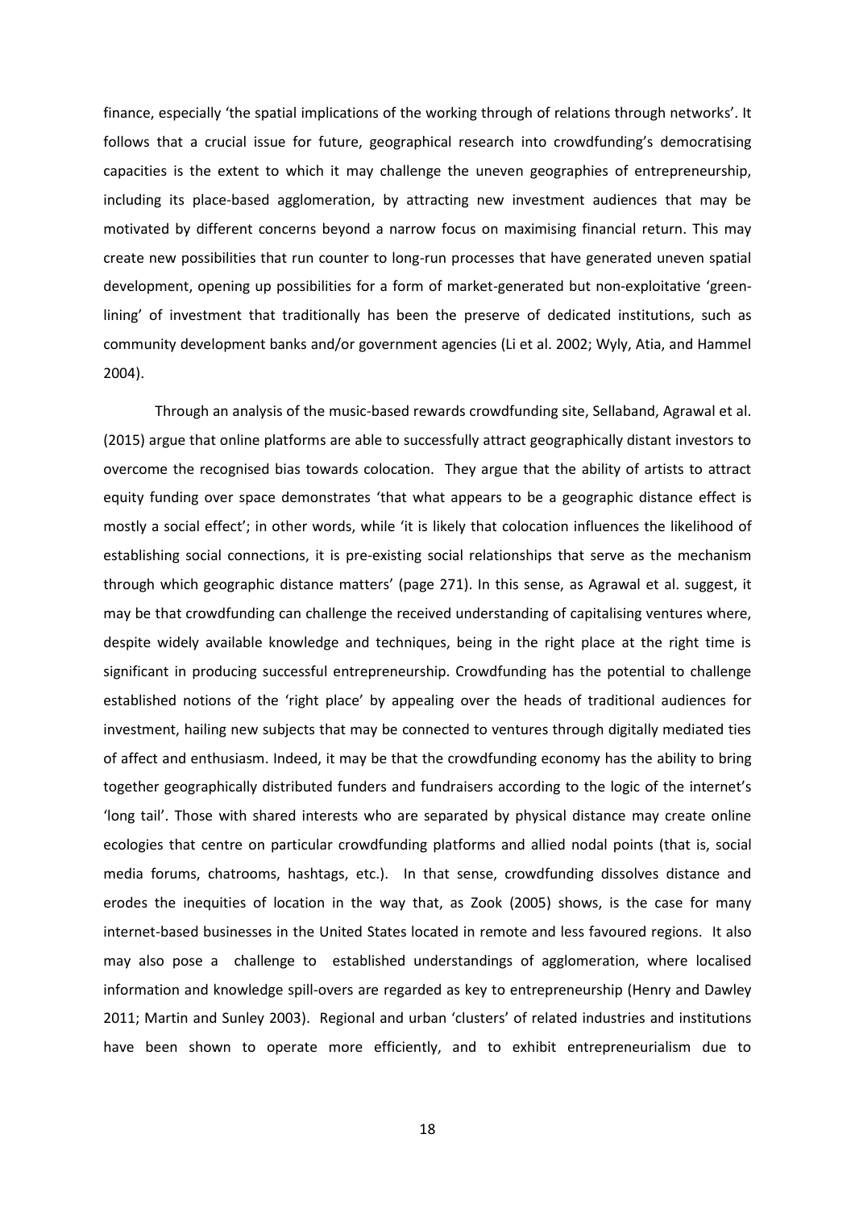finance, especially 'the spatial implications of the working through of relations through networks'. It follows that a crucial issue for future, geographical research into crowdfunding's democratising capacities is the extent to which it may challenge the uneven geographies of entrepreneurship, including its place-based agglomeration, by attracting new investment audiences that may be motivated by different concerns beyond a narrow focus on maximising financial return. This may create new possibilities that run counter to long-run processes that have generated uneven spatial development, opening up possibilities for a form of market-generated but non-exploitative 'green-lining' of investment that traditionally has been the preserve of dedicated institutions, such as community development banks and/or government agencies (Li et al. 2002; Wyly, Atia, and Hammel 2004).

Through an analysis of the music-based rewards crowdfunding site, Sellaband, Agrawal et al. (2015) argue that online platforms are able to successfully attract geographically distant investors to overcome the recognised bias towards colocation. They argue that the ability of artists to attract equity funding over space demonstrates 'that what appears to be a geographic distance effect is mostly a social effect'; in other words, while 'it is likely that colocation influences the likelihood of establishing social connections, it is pre-existing social relationships that serve as the mechanism through which geographic distance matters' (page 271). In this sense, as Agrawal et al. suggest, it may be that crowdfunding can challenge the received understanding of capitalising ventures where, despite widely available knowledge and techniques, being in the right place at the right time is significant in producing successful entrepreneurship. Crowdfunding has the potential to challenge established notions of the 'right place' by appealing over the heads of traditional audiences for investment, hailing new subjects that may be connected to ventures through digitally mediated ties of affect and enthusiasm. Indeed, it may be that the crowdfunding economy has the ability to bring together geographically distributed funders and fundraisers according to the logic of the internet's 'long tail'. Those with shared interests who are separated by physical distance may create online ecologies that centre on particular crowdfunding platforms and allied nodal points (that is, social media forums, chatrooms, hashtags, etc.). In that sense, crowdfunding dissolves distance and erodes the inequities of location in the way that, as Zook (2005) shows, is the case for many internet-based businesses in the United States located in remote and less favoured regions. It also may also pose a challenge to established understandings of agglomeration, where localised information and knowledge spill-overs are regarded as key to entrepreneurship (Henry and Dawley 2011; Martin and Sunley 2003). Regional and urban 'clusters' of related industries and institutions have been shown to operate more efficiently, and to exhibit entrepreneurialism due to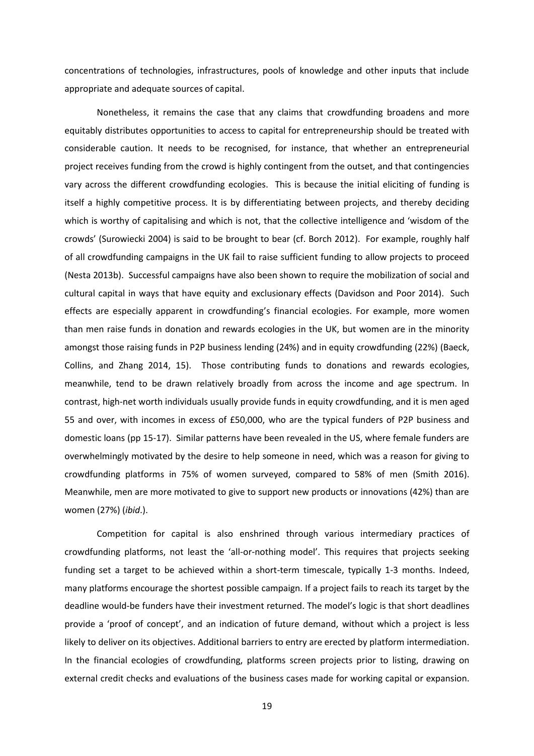concentrations of technologies, infrastructures, pools of knowledge and other inputs that include appropriate and adequate sources of capital.

Nonetheless, it remains the case that any claims that crowdfunding broadens and more equitably distributes opportunities to access to capital for entrepreneurship should be treated with considerable caution. It needs to be recognised, for instance, that whether an entrepreneurial project receives funding from the crowd is highly contingent from the outset, and that contingencies vary across the different crowdfunding ecologies. This is because the initial eliciting of funding is itself a highly competitive process. It is by differentiating between projects, and thereby deciding which is worthy of capitalising and which is not, that the collective intelligence and 'wisdom of the crowds' (Surowiecki 2004) is said to be brought to bear (cf. Borch 2012). For example, roughly half of all crowdfunding campaigns in the UK fail to raise sufficient funding to allow projects to proceed (Nesta 2013b). Successful campaigns have also been shown to require the mobilization of social and cultural capital in ways that have equity and exclusionary effects (Davidson and Poor 2014). Such effects are especially apparent in crowdfunding's financial ecologies. For example, more women than men raise funds in donation and rewards ecologies in the UK, but women are in the minority amongst those raising funds in P2P business lending (24%) and in equity crowdfunding (22%) (Baeck, Collins, and Zhang 2014, 15). Those contributing funds to donations and rewards ecologies, meanwhile, tend to be drawn relatively broadly from across the income and age spectrum. In contrast, high-net worth individuals usually provide funds in equity crowdfunding, and it is men aged 55 and over, with incomes in excess of £50,000, who are the typical funders of P2P business and domestic loans (pp 15-17). Similar patterns have been revealed in the US, where female funders are overwhelmingly motivated by the desire to help someone in need, which was a reason for giving to crowdfunding platforms in 75% of women surveyed, compared to 58% of men (Smith 2016). Meanwhile, men are more motivated to give to support new products or innovations (42%) than are women (27%) (*ibid*.).

Competition for capital is also enshrined through various intermediary practices of crowdfunding platforms, not least the 'all-or-nothing model'. This requires that projects seeking funding set a target to be achieved within a short-term timescale, typically 1-3 months. Indeed, many platforms encourage the shortest possible campaign. If a project fails to reach its target by the deadline would-be funders have their investment returned. The model's logic is that short deadlines provide a 'proof of concept', and an indication of future demand, without which a project is less likely to deliver on its objectives. Additional barriers to entry are erected by platform intermediation. In the financial ecologies of crowdfunding, platforms screen projects prior to listing, drawing on external credit checks and evaluations of the business cases made for working capital or expansion.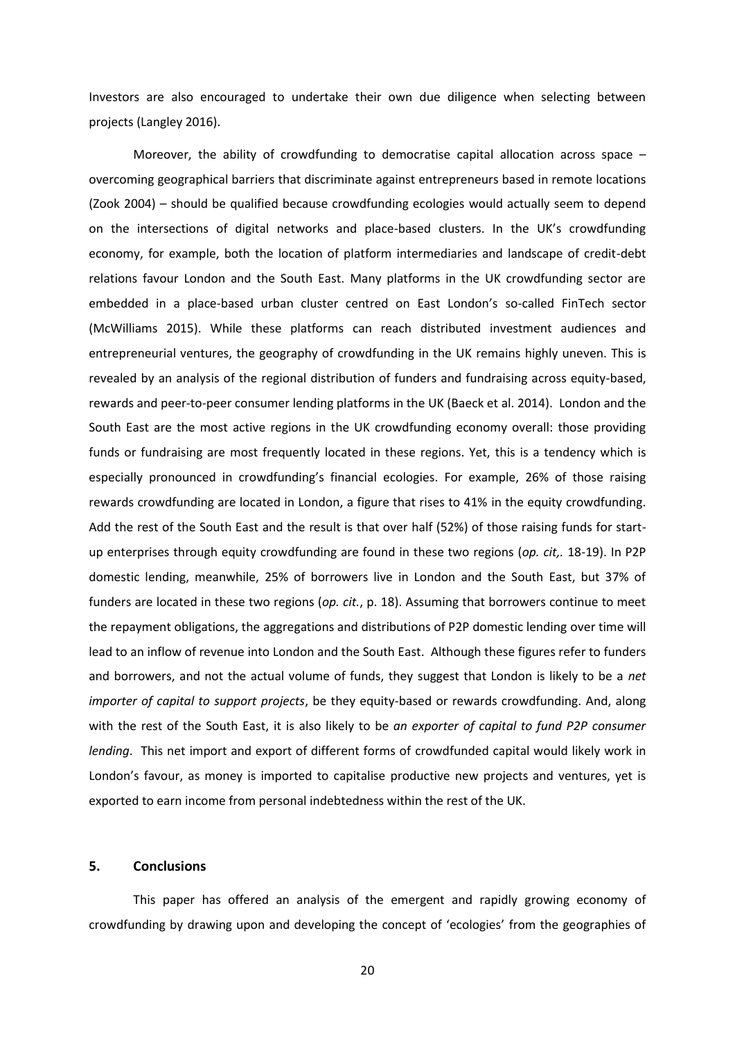Investors are also encouraged to undertake their own due diligence when selecting between projects (Langley 2016).

Moreover, the ability of crowdfunding to democratise capital allocation across space – overcoming geographical barriers that discriminate against entrepreneurs based in remote locations (Zook 2004) – should be qualified because crowdfunding ecologies would actually seem to depend on the intersections of digital networks and place-based clusters. In the UK's crowdfunding economy, for example, both the location of platform intermediaries and landscape of credit-debt relations favour London and the South East. Many platforms in the UK crowdfunding sector are embedded in a place-based urban cluster centred on East London's so-called FinTech sector (McWilliams 2015). While these platforms can reach distributed investment audiences and entrepreneurial ventures, the geography of crowdfunding in the UK remains highly uneven. This is revealed by an analysis of the regional distribution of funders and fundraising across equity-based, rewards and peer-to-peer consumer lending platforms in the UK (Baeck et al. 2014). London and the South East are the most active regions in the UK crowdfunding economy overall: those providing funds or fundraising are most frequently located in these regions. Yet, this is a tendency which is especially pronounced in crowdfunding's financial ecologies. For example, 26% of those raising rewards crowdfunding are located in London, a figure that rises to 41% in the equity crowdfunding. Add the rest of the South East and the result is that over half (52%) of those raising funds for start-up enterprises through equity crowdfunding are found in these two regions (*op. cit,*. 18-19). In P2P domestic lending, meanwhile, 25% of borrowers live in London and the South East, but 37% of funders are located in these two regions (*op. cit.*, p. 18). Assuming that borrowers continue to meet the repayment obligations, the aggregations and distributions of P2P domestic lending over time will lead to an inflow of revenue into London and the South East. Although these figures refer to funders and borrowers, and not the actual volume of funds, they suggest that London is likely to be a *net importer of capital to support projects*, be they equity-based or rewards crowdfunding. And, along with the rest of the South East, it is also likely to be *an exporter of capital to fund P2P consumer lending*. This net import and export of different forms of crowdfunded capital would likely work in London's favour, as money is imported to capitalise productive new projects and ventures, yet is exported to earn income from personal indebtedness within the rest of the UK.

## 5. Conclusions

This paper has offered an analysis of the emergent and rapidly growing economy of crowdfunding by drawing upon and developing the concept of 'ecologies' from the geographies of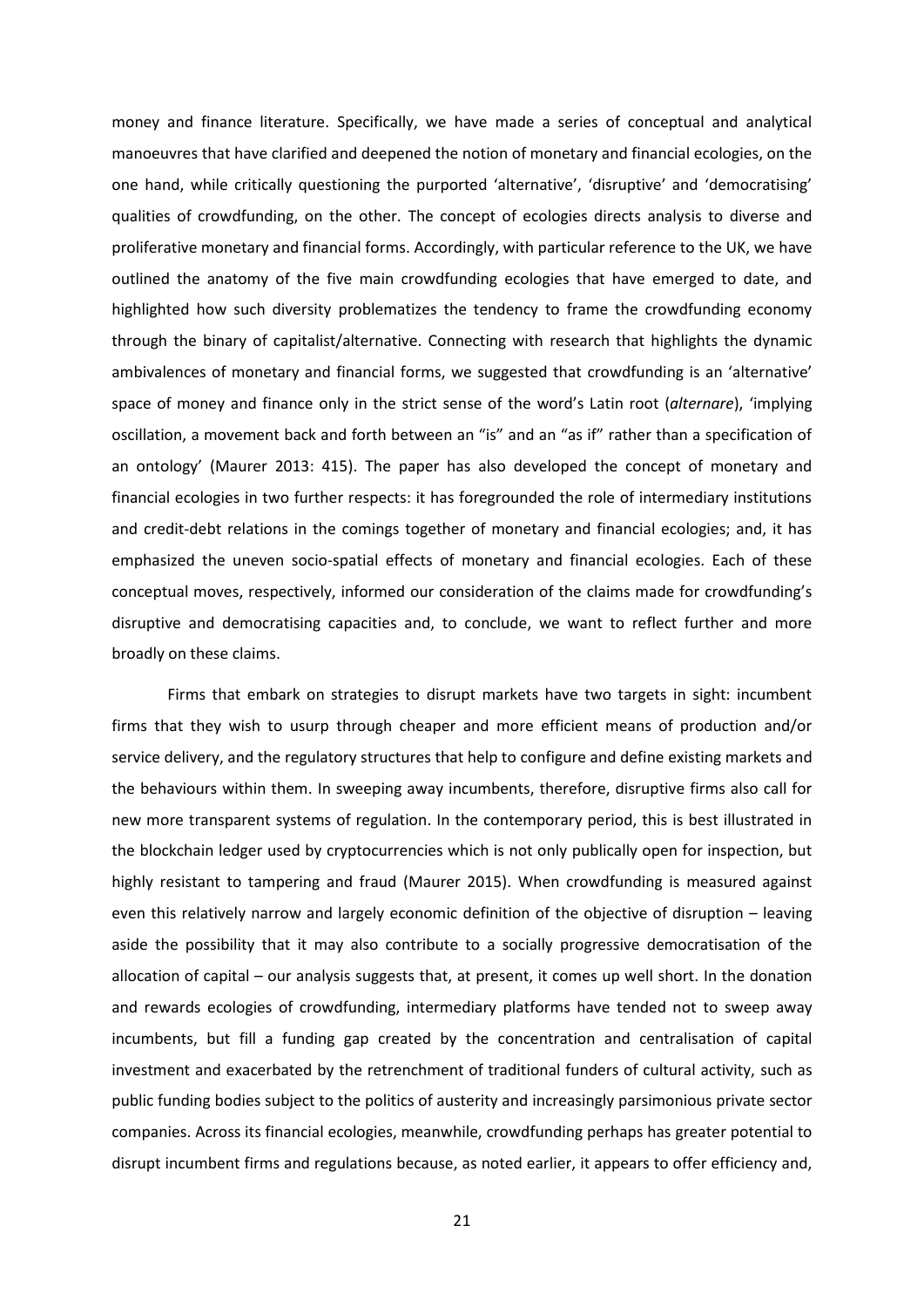money and finance literature. Specifically, we have made a series of conceptual and analytical manoeuvres that have clarified and deepened the notion of monetary and financial ecologies, on the one hand, while critically questioning the purported 'alternative', 'disruptive' and 'democratising' qualities of crowdfunding, on the other. The concept of ecologies directs analysis to diverse and proliferative monetary and financial forms. Accordingly, with particular reference to the UK, we have outlined the anatomy of the five main crowdfunding ecologies that have emerged to date, and highlighted how such diversity problematizes the tendency to frame the crowdfunding economy through the binary of capitalist/alternative. Connecting with research that highlights the dynamic ambivalences of monetary and financial forms, we suggested that crowdfunding is an 'alternative' space of money and finance only in the strict sense of the word's Latin root (*alternare*), 'implying oscillation, a movement back and forth between an "is" and an "as if" rather than a specification of an ontology' (Maurer 2013: 415). The paper has also developed the concept of monetary and financial ecologies in two further respects: it has foregrounded the role of intermediary institutions and credit-debt relations in the comings together of monetary and financial ecologies; and, it has emphasized the uneven socio-spatial effects of monetary and financial ecologies. Each of these conceptual moves, respectively, informed our consideration of the claims made for crowdfunding's disruptive and democratising capacities and, to conclude, we want to reflect further and more broadly on these claims.

Firms that embark on strategies to disrupt markets have two targets in sight: incumbent firms that they wish to usurp through cheaper and more efficient means of production and/or service delivery, and the regulatory structures that help to configure and define existing markets and the behaviours within them. In sweeping away incumbents, therefore, disruptive firms also call for new more transparent systems of regulation. In the contemporary period, this is best illustrated in the blockchain ledger used by cryptocurrencies which is not only publically open for inspection, but highly resistant to tampering and fraud (Maurer 2015). When crowdfunding is measured against even this relatively narrow and largely economic definition of the objective of disruption – leaving aside the possibility that it may also contribute to a socially progressive democratisation of the allocation of capital – our analysis suggests that, at present, it comes up well short. In the donation and rewards ecologies of crowdfunding, intermediary platforms have tended not to sweep away incumbents, but fill a funding gap created by the concentration and centralisation of capital investment and exacerbated by the retrenchment of traditional funders of cultural activity, such as public funding bodies subject to the politics of austerity and increasingly parsimonious private sector companies. Across its financial ecologies, meanwhile, crowdfunding perhaps has greater potential to disrupt incumbent firms and regulations because, as noted earlier, it appears to offer efficiency and,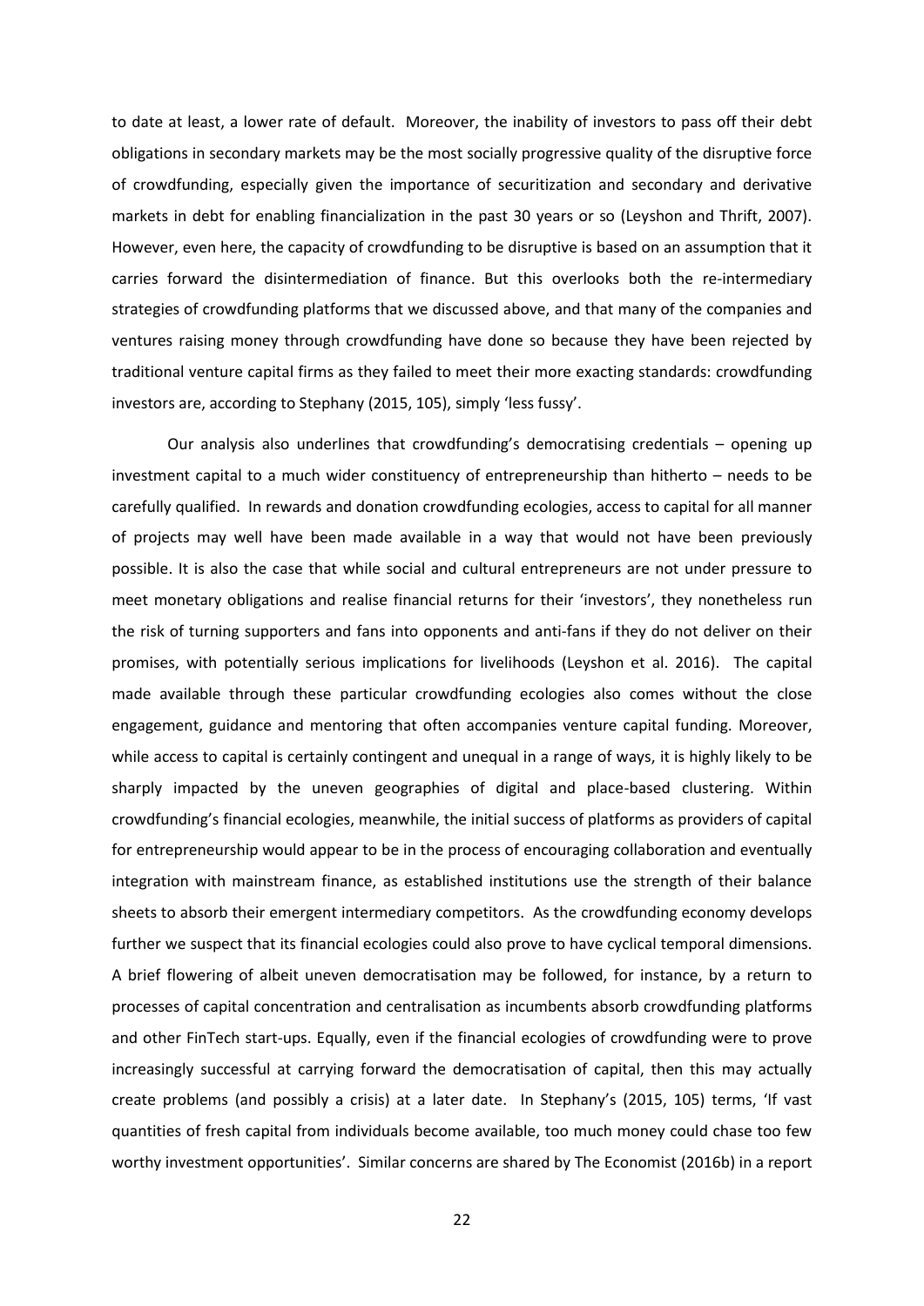to date at least, a lower rate of default. Moreover, the inability of investors to pass off their debt obligations in secondary markets may be the most socially progressive quality of the disruptive force of crowdfunding, especially given the importance of securitization and secondary and derivative markets in debt for enabling financialization in the past 30 years or so (Leyshon and Thrift, 2007). However, even here, the capacity of crowdfunding to be disruptive is based on an assumption that it carries forward the disintermediation of finance. But this overlooks both the re-intermediary strategies of crowdfunding platforms that we discussed above, and that many of the companies and ventures raising money through crowdfunding have done so because they have been rejected by traditional venture capital firms as they failed to meet their more exacting standards: crowdfunding investors are, according to Stephany (2015, 105), simply 'less fussy'.

Our analysis also underlines that crowdfunding's democratising credentials – opening up investment capital to a much wider constituency of entrepreneurship than hitherto – needs to be carefully qualified. In rewards and donation crowdfunding ecologies, access to capital for all manner of projects may well have been made available in a way that would not have been previously possible. It is also the case that while social and cultural entrepreneurs are not under pressure to meet monetary obligations and realise financial returns for their 'investors', they nonetheless run the risk of turning supporters and fans into opponents and anti-fans if they do not deliver on their promises, with potentially serious implications for livelihoods (Leyshon et al. 2016). The capital made available through these particular crowdfunding ecologies also comes without the close engagement, guidance and mentoring that often accompanies venture capital funding. Moreover, while access to capital is certainly contingent and unequal in a range of ways, it is highly likely to be sharply impacted by the uneven geographies of digital and place-based clustering. Within crowdfunding's financial ecologies, meanwhile, the initial success of platforms as providers of capital for entrepreneurship would appear to be in the process of encouraging collaboration and eventually integration with mainstream finance, as established institutions use the strength of their balance sheets to absorb their emergent intermediary competitors. As the crowdfunding economy develops further we suspect that its financial ecologies could also prove to have cyclical temporal dimensions. A brief flowering of albeit uneven democratisation may be followed, for instance, by a return to processes of capital concentration and centralisation as incumbents absorb crowdfunding platforms and other FinTech start-ups. Equally, even if the financial ecologies of crowdfunding were to prove increasingly successful at carrying forward the democratisation of capital, then this may actually create problems (and possibly a crisis) at a later date. In Stephany's (2015, 105) terms, 'If vast quantities of fresh capital from individuals become available, too much money could chase too few worthy investment opportunities'. Similar concerns are shared by The Economist (2016b) in a report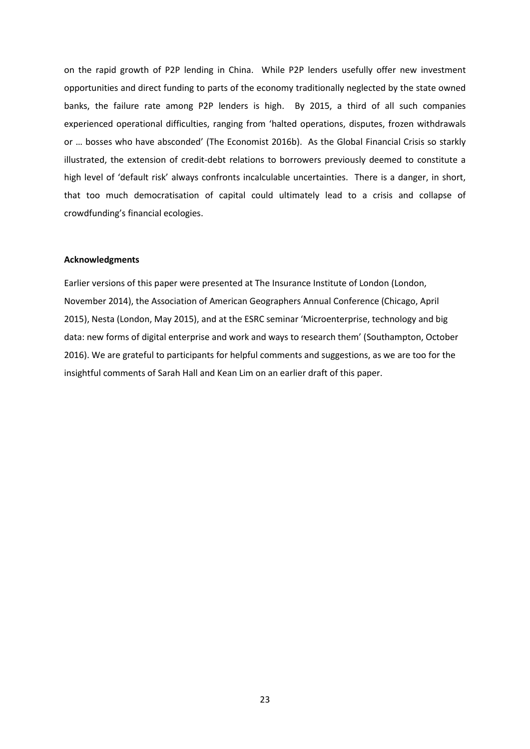on the rapid growth of P2P lending in China. While P2P lenders usefully offer new investment opportunities and direct funding to parts of the economy traditionally neglected by the state owned banks, the failure rate among P2P lenders is high. By 2015, a third of all such companies experienced operational difficulties, ranging from 'halted operations, disputes, frozen withdrawals or … bosses who have absconded' (The Economist 2016b). As the Global Financial Crisis so starkly illustrated, the extension of credit-debt relations to borrowers previously deemed to constitute a high level of 'default risk' always confronts incalculable uncertainties. There is a danger, in short, that too much democratisation of capital could ultimately lead to a crisis and collapse of crowdfunding's financial ecologies.

**Acknowledgments**

Earlier versions of this paper were presented at The Insurance Institute of London (London, November 2014), the Association of American Geographers Annual Conference (Chicago, April 2015), Nesta (London, May 2015), and at the ESRC seminar 'Microenterprise, technology and big data: new forms of digital enterprise and work and ways to research them' (Southampton, October 2016). We are grateful to participants for helpful comments and suggestions, as we are too for the insightful comments of Sarah Hall and Kean Lim on an earlier draft of this paper.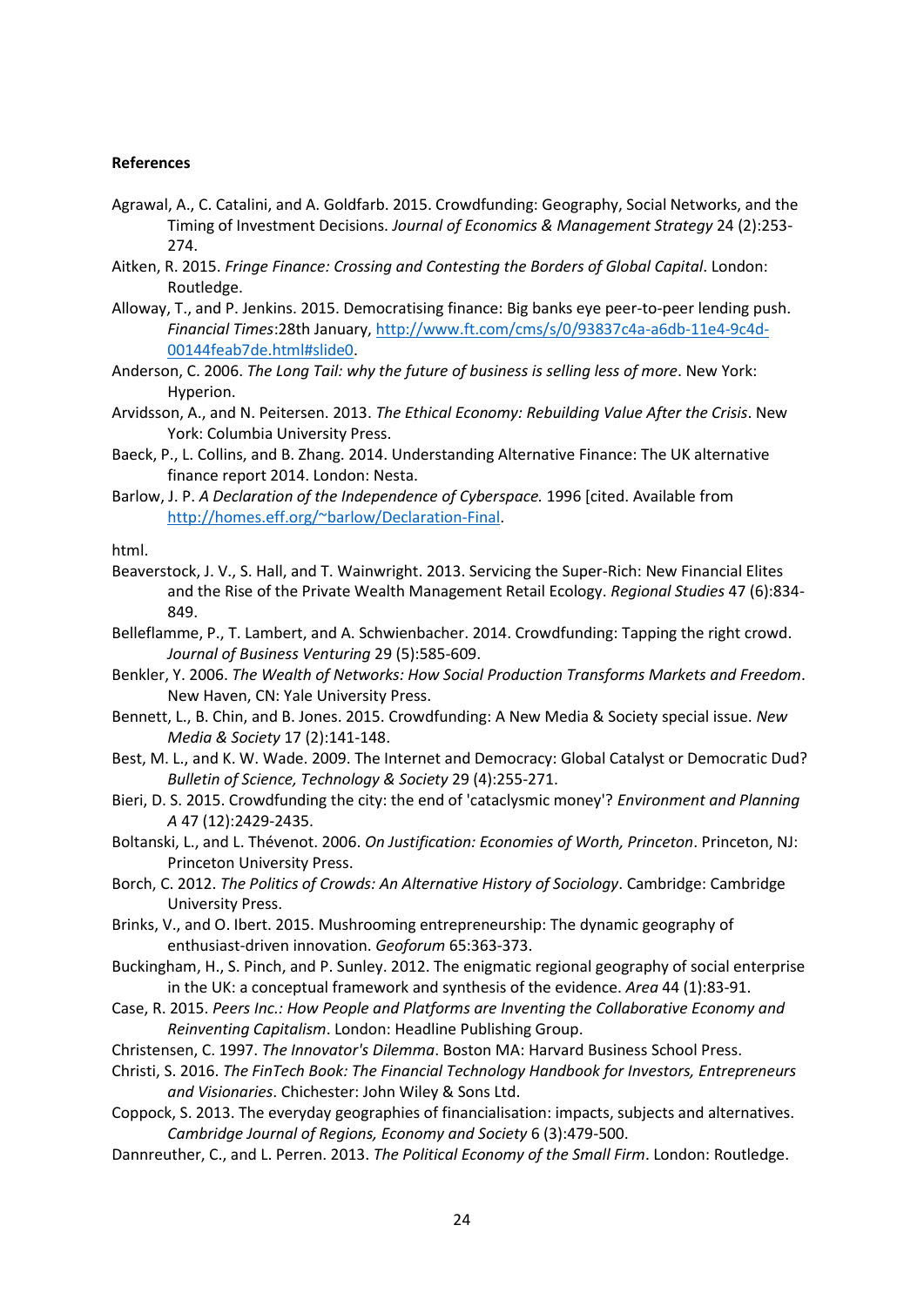**References**

Agrawal, A., C. Catalini, and A. Goldfarb. 2015. Crowdfunding: Geography, Social Networks, and the Timing of Investment Decisions. *Journal of Economics & Management Strategy* 24 (2):253-274.

Aitken, R. 2015. *Fringe Finance: Crossing and Contesting the Borders of Global Capital*. London: Routledge.

Alloway, T., and P. Jenkins. 2015. Democratising finance: Big banks eye peer-to-peer lending push. *Financial Times*:28th January, [http://www.ft.com/cms/s/0/93837c4a-a6db-11e4-9c4d-00144feab7de.html#slide0](http://www.ft.com/cms/s/0/93837c4a-a6db-11e4-9c4d-00144feab7de.html#slide0).

Anderson, C. 2006. *The Long Tail: why the future of business is selling less of more*. New York: Hyperion.

Arvidsson, A., and N. Peitersen. 2013. *The Ethical Economy: Rebuilding Value After the Crisis*. New York: Columbia University Press.

Baeck, P., L. Collins, and B. Zhang. 2014. Understanding Alternative Finance: The UK alternative finance report 2014. London: Nesta.

Barlow, J. P. *A Declaration of the Independence of Cyberspace.* 1996 [cited. Available from [http://homes.eff.org/~barlow/Declaration-Final](http://homes.eff.org/~barlow/Declaration-Final).

html.

Beaverstock, J. V., S. Hall, and T. Wainwright. 2013. Servicing the Super-Rich: New Financial Elites and the Rise of the Private Wealth Management Retail Ecology. *Regional Studies* 47 (6):834-849.

Belleflamme, P., T. Lambert, and A. Schwienbacher. 2014. Crowdfunding: Tapping the right crowd. *Journal of Business Venturing* 29 (5):585-609.

Benkler, Y. 2006. *The Wealth of Networks: How Social Production Transforms Markets and Freedom*. New Haven, CN: Yale University Press.

Bennett, L., B. Chin, and B. Jones. 2015. Crowdfunding: A New Media & Society special issue. *New Media & Society* 17 (2):141-148.

Best, M. L., and K. W. Wade. 2009. The Internet and Democracy: Global Catalyst or Democratic Dud? *Bulletin of Science, Technology & Society* 29 (4):255-271.

Bieri, D. S. 2015. Crowdfunding the city: the end of 'cataclysmic money'? *Environment and Planning A* 47 (12):2429-2435.

Boltanski, L., and L. Thévenot. 2006. *On Justification: Economies of Worth, Princeton*. Princeton, NJ: Princeton University Press.

Borch, C. 2012. *The Politics of Crowds: An Alternative History of Sociology*. Cambridge: Cambridge University Press.

Brinks, V., and O. Ibert. 2015. Mushrooming entrepreneurship: The dynamic geography of enthusiast-driven innovation. *Geoforum* 65:363-373.

Buckingham, H., S. Pinch, and P. Sunley. 2012. The enigmatic regional geography of social enterprise in the UK: a conceptual framework and synthesis of the evidence. *Area* 44 (1):83-91.

Case, R. 2015. *Peers Inc.: How People and Platforms are Inventing the Collaborative Economy and Reinventing Capitalism*. London: Headline Publishing Group.

Christensen, C. 1997. *The Innovator's Dilemma*. Boston MA: Harvard Business School Press.

Christi, S. 2016. *The FinTech Book: The Financial Technology Handbook for Investors, Entrepreneurs and Visionaries*. Chichester: John Wiley & Sons Ltd.

Coppock, S. 2013. The everyday geographies of financialisation: impacts, subjects and alternatives. *Cambridge Journal of Regions, Economy and Society* 6 (3):479-500.

Dannreuther, C., and L. Perren. 2013. *The Political Economy of the Small Firm*. London: Routledge.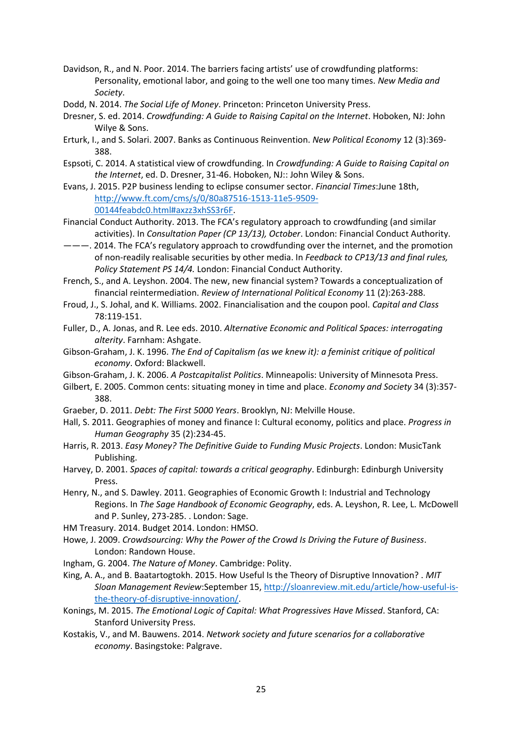Davidson, R., and N. Poor. 2014. The barriers facing artists' use of crowdfunding platforms: Personality, emotional labor, and going to the well one too many times. *New Media and Society*.

Dodd, N. 2014. *The Social Life of Money*. Princeton: Princeton University Press.

Dresner, S. ed. 2014. *Crowdfunding: A Guide to Raising Capital on the Internet*. Hoboken, NJ: John Wilye & Sons.

Erturk, I., and S. Solari. 2007. Banks as Continuous Reinvention. *New Political Economy* 12 (3):369-388.

Espsoti, C. 2014. A statistical view of crowdfunding. In *Crowdfunding: A Guide to Raising Capital on the Internet*, ed. D. Dresner, 31-46. Hoboken, NJ:: John Wiley & Sons.

Evans, J. 2015. P2P business lending to eclipse consumer sector. *Financial Times*:June 18th, http://www.ft.com/cms/s/0/80a87516-1513-11e5-9509-00144feabdc0.html#axzz3xhSS3r6F.

Financial Conduct Authority. 2013. The FCA's regulatory approach to crowdfunding (and similar activities). In *Consultation Paper (CP 13/13), October*. London: Financial Conduct Authority.

———. 2014. The FCA's regulatory approach to crowdfunding over the internet, and the promotion of non-readily realisable securities by other media. In *Feedback to CP13/13 and final rules, Policy Statement PS 14/4.* London: Financial Conduct Authority.

French, S., and A. Leyshon. 2004. The new, new financial system? Towards a conceptualization of financial reintermediation. *Review of International Political Economy* 11 (2):263-288.

Froud, J., S. Johal, and K. Williams. 2002. Financialisation and the coupon pool. *Capital and Class* 78:119-151.

Fuller, D., A. Jonas, and R. Lee eds. 2010. *Alternative Economic and Political Spaces: interrogating alterity*. Farnham: Ashgate.

Gibson-Graham, J. K. 1996. *The End of Capitalism (as we knew it): a feminist critique of political economy*. Oxford: Blackwell.

Gibson-Graham, J. K. 2006. *A Postcapitalist Politics*. Minneapolis: University of Minnesota Press.

Gilbert, E. 2005. Common cents: situating money in time and place. *Economy and Society* 34 (3):357-388.

Graeber, D. 2011. *Debt: The First 5000 Years*. Brooklyn, NJ: Melville House.

Hall, S. 2011. Geographies of money and finance I: Cultural economy, politics and place. *Progress in Human Geography* 35 (2):234-45.

Harris, R. 2013. *Easy Money? The Definitive Guide to Funding Music Projects*. London: MusicTank Publishing.

Harvey, D. 2001. *Spaces of capital: towards a critical geography*. Edinburgh: Edinburgh University Press.

Henry, N., and S. Dawley. 2011. Geographies of Economic Growth I: Industrial and Technology Regions. In *The Sage Handbook of Economic Geography*, eds. A. Leyshon, R. Lee, L. McDowell and P. Sunley, 273-285. . London: Sage.

HM Treasury. 2014. Budget 2014. London: HMSO.

Howe, J. 2009. *Crowdsourcing: Why the Power of the Crowd Is Driving the Future of Business*. London: Randown House.

Ingham, G. 2004. *The Nature of Money*. Cambridge: Polity.

King, A. A., and B. Baatartogtokh. 2015. How Useful Is the Theory of Disruptive Innovation? . *MIT Sloan Management Review*:September 15, http://sloanreview.mit.edu/article/how-useful-is-the-theory-of-disruptive-innovation/.

Konings, M. 2015. *The Emotional Logic of Capital: What Progressives Have Missed*. Stanford, CA: Stanford University Press.

Kostakis, V., and M. Bauwens. 2014. *Network society and future scenarios for a collaborative economy*. Basingstoke: Palgrave.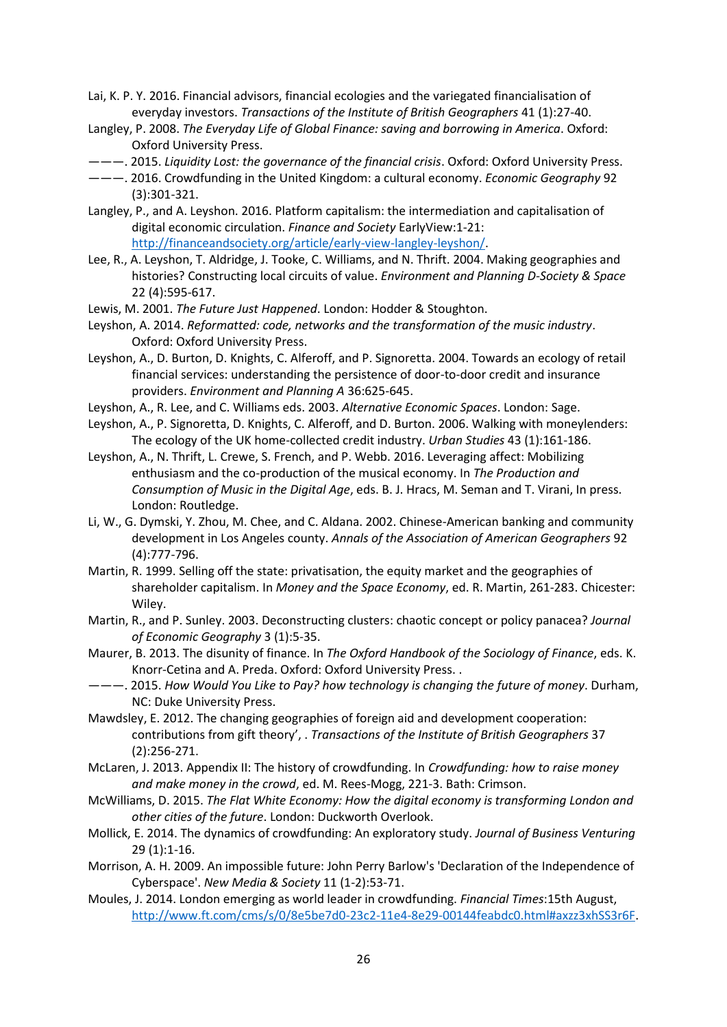Lai, K. P. Y. 2016. Financial advisors, financial ecologies and the variegated financialisation of everyday investors. *Transactions of the Institute of British Geographers* 41 (1):27-40.

Langley, P. 2008. *The Everyday Life of Global Finance: saving and borrowing in America*. Oxford: Oxford University Press.

———. 2015. *Liquidity Lost: the governance of the financial crisis*. Oxford: Oxford University Press.

———. 2016. Crowdfunding in the United Kingdom: a cultural economy. *Economic Geography* 92 (3):301-321.

Langley, P., and A. Leyshon. 2016. Platform capitalism: the intermediation and capitalisation of digital economic circulation. *Finance and Society* EarlyView:1-21: http://financeandsociety.org/article/early-view-langley-leyshon/.

Lee, R., A. Leyshon, T. Aldridge, J. Tooke, C. Williams, and N. Thrift. 2004. Making geographies and histories? Constructing local circuits of value. *Environment and Planning D-Society & Space* 22 (4):595-617.

Lewis, M. 2001. *The Future Just Happened*. London: Hodder & Stoughton.

Leyshon, A. 2014. *Reformatted: code, networks and the transformation of the music industry*. Oxford: Oxford University Press.

Leyshon, A., D. Burton, D. Knights, C. Alferoff, and P. Signoretta. 2004. Towards an ecology of retail financial services: understanding the persistence of door-to-door credit and insurance providers. *Environment and Planning A* 36:625-645.

Leyshon, A., R. Lee, and C. Williams eds. 2003. *Alternative Economic Spaces*. London: Sage.

Leyshon, A., P. Signoretta, D. Knights, C. Alferoff, and D. Burton. 2006. Walking with moneylenders: The ecology of the UK home-collected credit industry. *Urban Studies* 43 (1):161-186.

Leyshon, A., N. Thrift, L. Crewe, S. French, and P. Webb. 2016. Leveraging affect: Mobilizing enthusiasm and the co-production of the musical economy. In *The Production and Consumption of Music in the Digital Age*, eds. B. J. Hracs, M. Seman and T. Virani, In press. London: Routledge.

Li, W., G. Dymski, Y. Zhou, M. Chee, and C. Aldana. 2002. Chinese-American banking and community development in Los Angeles county. *Annals of the Association of American Geographers* 92 (4):777-796.

Martin, R. 1999. Selling off the state: privatisation, the equity market and the geographies of shareholder capitalism. In *Money and the Space Economy*, ed. R. Martin, 261-283. Chicester: Wiley.

Martin, R., and P. Sunley. 2003. Deconstructing clusters: chaotic concept or policy panacea? *Journal of Economic Geography* 3 (1):5-35.

Maurer, B. 2013. The disunity of finance. In *The Oxford Handbook of the Sociology of Finance*, eds. K. Knorr-Cetina and A. Preda. Oxford: Oxford University Press. .

———. 2015. *How Would You Like to Pay? how technology is changing the future of money*. Durham, NC: Duke University Press.

Mawdsley, E. 2012. The changing geographies of foreign aid and development cooperation: contributions from gift theory', . *Transactions of the Institute of British Geographers* 37 (2):256-271.

McLaren, J. 2013. Appendix II: The history of crowdfunding. In *Crowdfunding: how to raise money and make money in the crowd*, ed. M. Rees-Mogg, 221-3. Bath: Crimson.

McWilliams, D. 2015. *The Flat White Economy: How the digital economy is transforming London and other cities of the future*. London: Duckworth Overlook.

Mollick, E. 2014. The dynamics of crowdfunding: An exploratory study. *Journal of Business Venturing* 29 (1):1-16.

Morrison, A. H. 2009. An impossible future: John Perry Barlow's 'Declaration of the Independence of Cyberspace'. *New Media & Society* 11 (1-2):53-71.

Moules, J. 2014. London emerging as world leader in crowdfunding. *Financial Times*:15th August, http://www.ft.com/cms/s/0/8e5be7d0-23c2-11e4-8e29-00144feabdc0.html#axzz3xhSS3r6F.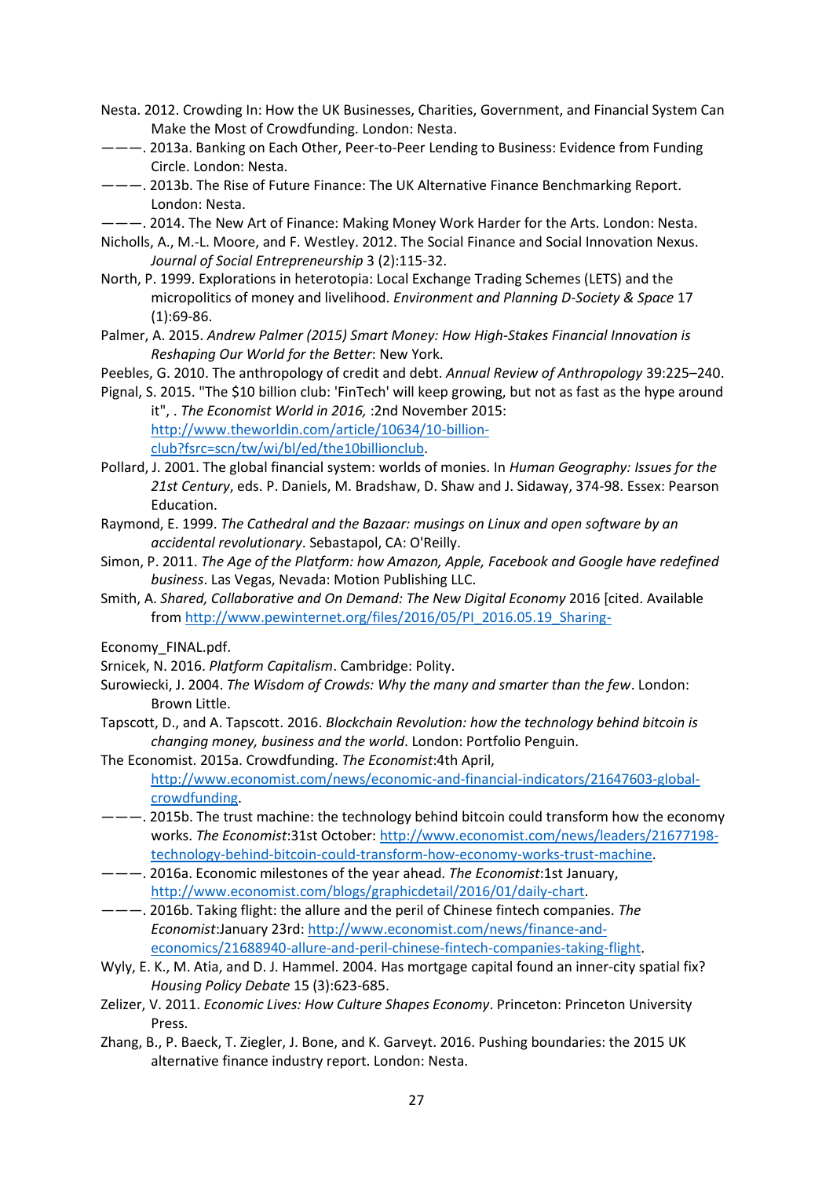Nesta. 2012. Crowding In: How the UK Businesses, Charities, Government, and Financial System Can Make the Most of Crowdfunding. London: Nesta.

———. 2013a. Banking on Each Other, Peer-to-Peer Lending to Business: Evidence from Funding Circle. London: Nesta.

———. 2013b. The Rise of Future Finance: The UK Alternative Finance Benchmarking Report. London: Nesta.

———. 2014. The New Art of Finance: Making Money Work Harder for the Arts. London: Nesta.

Nicholls, A., M.-L. Moore, and F. Westley. 2012. The Social Finance and Social Innovation Nexus. *Journal of Social Entrepreneurship* 3 (2):115-32.

North, P. 1999. Explorations in heterotopia: Local Exchange Trading Schemes (LETS) and the micropolitics of money and livelihood. *Environment and Planning D-Society & Space* 17 (1):69-86.

Palmer, A. 2015. *Andrew Palmer (2015) Smart Money: How High-Stakes Financial Innovation is Reshaping Our World for the Better*: New York.

Peebles, G. 2010. The anthropology of credit and debt. *Annual Review of Anthropology* 39:225–240.

Pignal, S. 2015. "The $10 billion club: 'FinTech' will keep growing, but not as fast as the hype around it", . *The Economist World in 2016,* :2nd November 2015: http://www.theworldin.com/article/10634/10-billion-club?fsrc=scn/tw/wi/bl/ed/the10billionclub.

Pollard, J. 2001. The global financial system: worlds of monies. In *Human Geography: Issues for the 21st Century*, eds. P. Daniels, M. Bradshaw, D. Shaw and J. Sidaway, 374-98. Essex: Pearson Education.

Raymond, E. 1999. *The Cathedral and the Bazaar: musings on Linux and open software by an accidental revolutionary*. Sebastapol, CA: O'Reilly.

Simon, P. 2011. *The Age of the Platform: how Amazon, Apple, Facebook and Google have redefined business*. Las Vegas, Nevada: Motion Publishing LLC.

Smith, A. *Shared, Collaborative and On Demand: The New Digital Economy* 2016 [cited. Available from http://www.pewinternet.org/files/2016/05/PI_2016.05.19_Sharing-Economy_FINAL.pdf.

Srnicek, N. 2016. *Platform Capitalism*. Cambridge: Polity.

Surowiecki, J. 2004. *The Wisdom of Crowds: Why the many and smarter than the few*. London: Brown Little.

Tapscott, D., and A. Tapscott. 2016. *Blockchain Revolution: how the technology behind bitcoin is changing money, business and the world*. London: Portfolio Penguin.

The Economist. 2015a. Crowdfunding. *The Economist*:4th April, http://www.economist.com/news/economic-and-financial-indicators/21647603-global-crowdfunding.

———. 2015b. The trust machine: the technology behind bitcoin could transform how the economy works. *The Economist*:31st October: http://www.economist.com/news/leaders/21677198-technology-behind-bitcoin-could-transform-how-economy-works-trust-machine.

———. 2016a. Economic milestones of the year ahead. *The Economist*:1st January, http://www.economist.com/blogs/graphicdetail/2016/01/daily-chart.

———. 2016b. Taking flight: the allure and the peril of Chinese fintech companies. *The Economist*:January 23rd: http://www.economist.com/news/finance-and-economics/21688940-allure-and-peril-chinese-fintech-companies-taking-flight.

Wyly, E. K., M. Atia, and D. J. Hammel. 2004. Has mortgage capital found an inner-city spatial fix? *Housing Policy Debate* 15 (3):623-685.

Zelizer, V. 2011. *Economic Lives: How Culture Shapes Economy*. Princeton: Princeton University Press.

Zhang, B., P. Baeck, T. Ziegler, J. Bone, and K. Garveyt. 2016. Pushing boundaries: the 2015 UK alternative finance industry report. London: Nesta.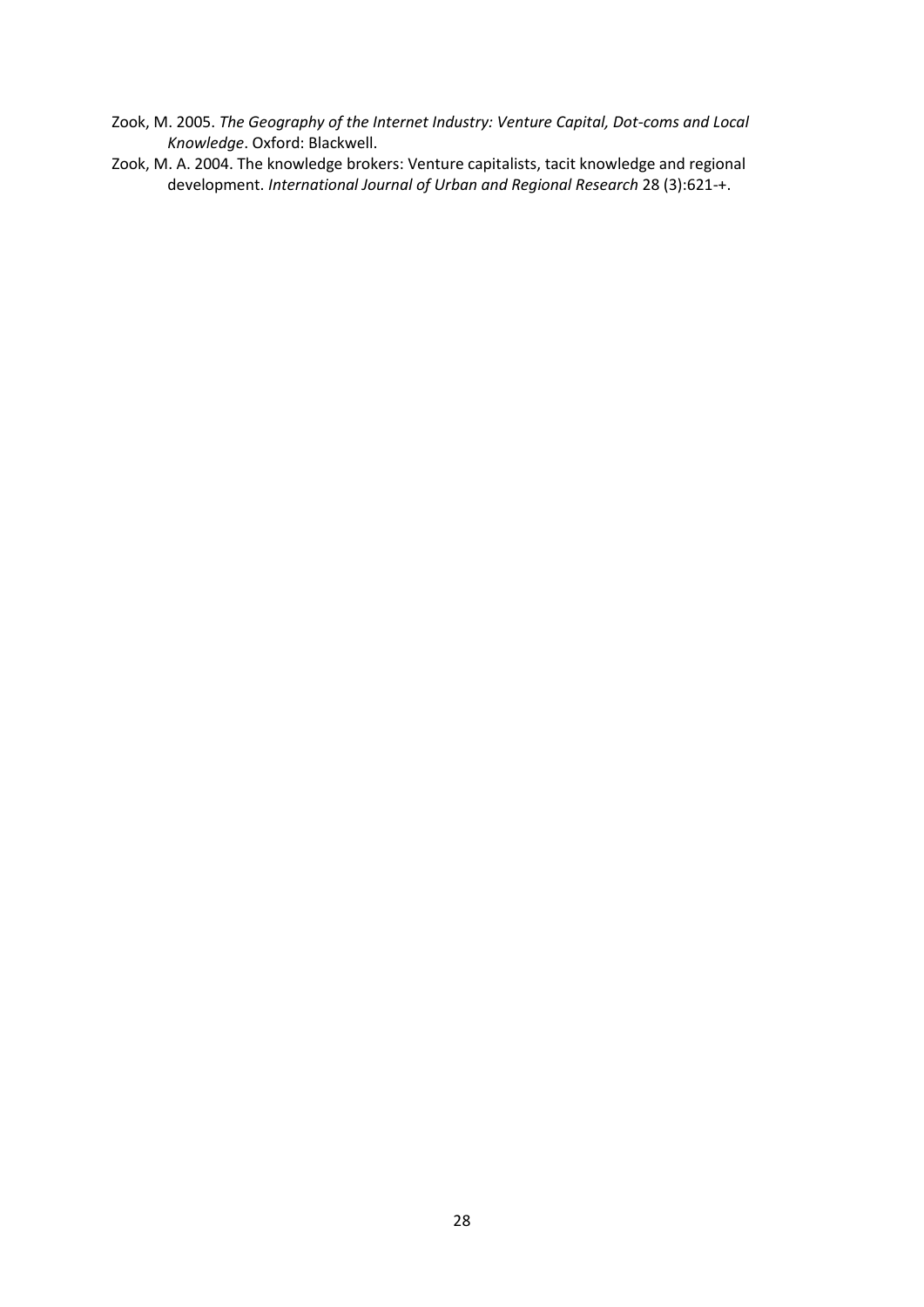Zook, M. 2005. *The Geography of the Internet Industry: Venture Capital, Dot-coms and Local Knowledge*. Oxford: Blackwell.

Zook, M. A. 2004. The knowledge brokers: Venture capitalists, tacit knowledge and regional development. *International Journal of Urban and Regional Research* 28 (3):621-+.